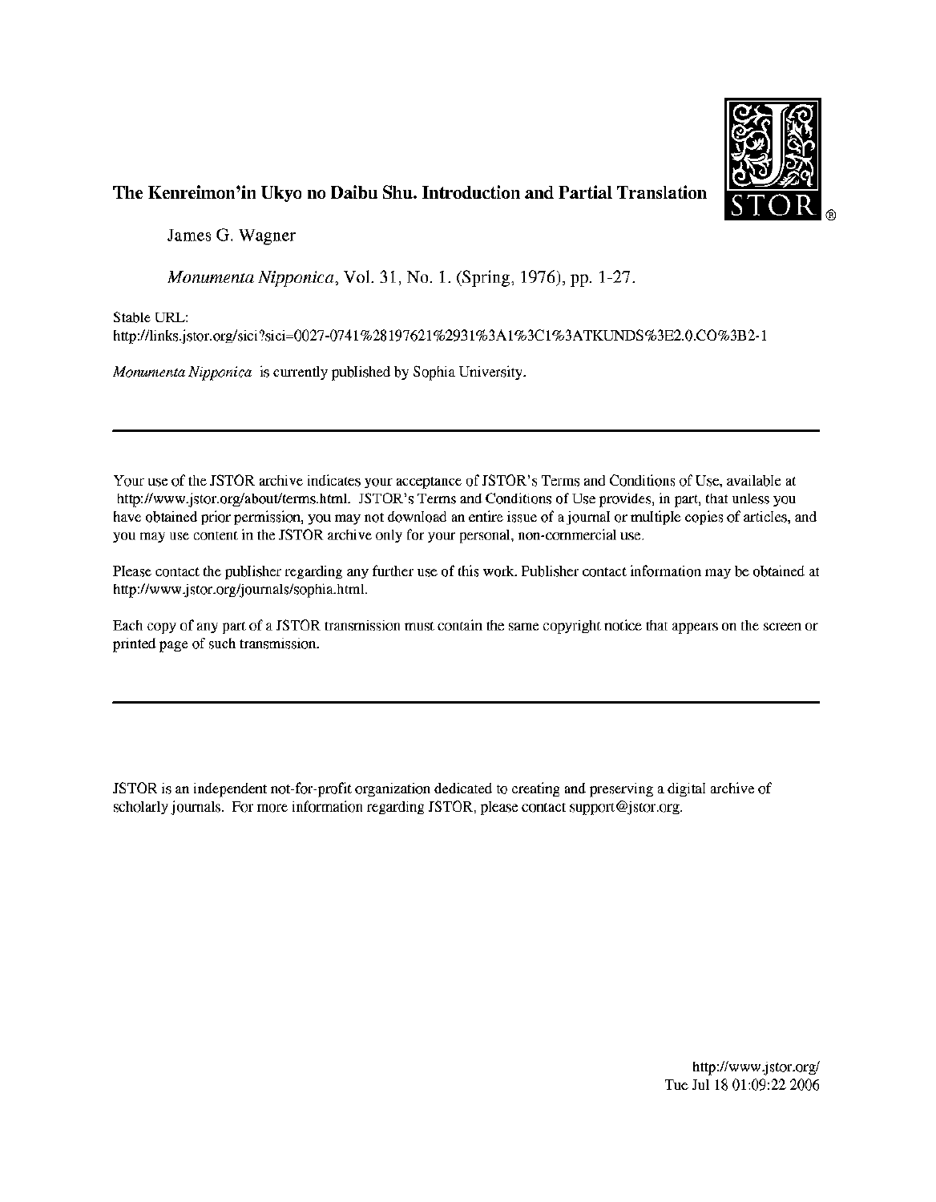# The Kenreimon'in Ukyo no Daibu Shu. Introduction and Partial Translation

James G. Wagner

*Monumenta Nipponica*, Vol. 31, No. 1. (Spring, 1976), pp. 1-27.

Stable URL:
http://links.jstor.org/sici?sici=0027-0741%28197621%2931%3A1%3C1%3ATKUNDS%3E2.0.CO%3B2-1

*Monumenta Nipponica* is currently published by Sophia University.

---

Your use of the JSTOR archive indicates your acceptance of JSTOR's Terms and Conditions of Use, available at http://www.jstor.org/about/terms.html. JSTOR's Terms and Conditions of Use provides, in part, that unless you have obtained prior permission, you may not download an entire issue of a journal or multiple copies of articles, and you may use content in the JSTOR archive only for your personal, non-commercial use.

Please contact the publisher regarding any further use of this work. Publisher contact information may be obtained at http://www.jstor.org/journals/sophia.html.

Each copy of any part of a JSTOR transmission must contain the same copyright notice that appears on the screen or printed page of such transmission.

---

JSTOR is an independent not-for-profit organization dedicated to creating and preserving a digital archive of scholarly journals. For more information regarding JSTOR, please contact support@jstor.org.

http://www.jstor.org/
Tue Jul 18 01:09:22 2006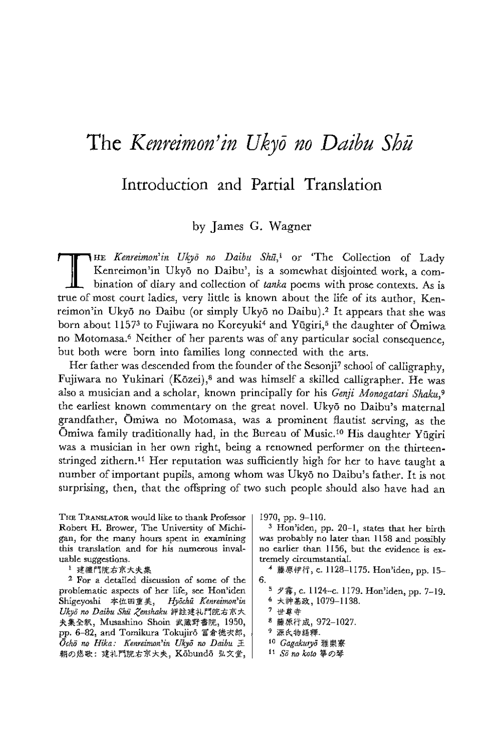# The *Kenreimon'in Ukyō no Daibu Shū*

## Introduction and Partial Translation

by James G. Wagner

The *Kenreimon'in Ukyō no Daibu Shū*,[1] or 'The Collection of Lady Kenreimon'in Ukyō no Daibu', is a somewhat disjointed work, a combination of diary and collection of *tanka* poems with prose contexts. As is true of most court ladies, very little is known about the life of its author, Kenreimon'in Ukyō no Daibu (or simply Ukyō no Daibu).[2] It appears that she was born about 1157[3] to Fujiwara no Koreyuki[4] and Yūgiri,[5] the daughter of Ōmiwa no Motomasa.[6] Neither of her parents was of any particular social consequence, but both were born into families long connected with the arts.

Her father was descended from the founder of the Sesonji[7] school of calligraphy, Fujiwara no Yukinari (Kōzei),[8] and was himself a skilled calligrapher. He was also a musician and a scholar, known principally for his *Genji Monogatari Shaku*,[9] the earliest known commentary on the great novel. Ukyō no Daibu's maternal grandfather, Ōmiwa no Motomasa, was a prominent flautist serving, as the Ōmiwa family traditionally had, in the Bureau of Music.[10] His daughter Yūgiri was a musician in her own right, being a renowned performer on the thirteen-stringed zithern.[11] Her reputation was sufficiently high for her to have taught a number of important pupils, among whom was Ukyō no Daibu's father. It is not surprising, then, that the offspring of two such people should also have had an

---

The Translator would like to thank Professor Robert H. Brower, The University of Michigan, for the many hours spent in examining this translation and for his numerous invaluable suggestions.

[1] 建禮門院右京大夫集

[2] For a detailed discussion of some of the problematic aspects of her life, see Hon'iden Shigeyoshi 本位田重美, *Hyōchū Kenreimon'in Ukyō no Daibu Shū Zenshaku* 評註建礼門院右京大夫集全釈, Musashino Shoin 武蔵野書院, 1950, pp. 6–82, and Tomikura Tokujirō 富倉徳次郎, *Ōchō no Hika: Kenreimon'in Ukyō no Daibu* 王朝の悲歌：建礼門院右京大夫, Kōbundō 弘文堂, 1970, pp. 9–110.

[3] Hon'iden, pp. 20–1, states that her birth was probably no later than 1158 and possibly no earlier than 1156, but the evidence is extremely circumstantial.

[4] 藤原伊行, c. 1128–1175. Hon'iden, pp. 15–6.

[5] 夕霧, c. 1124–c. 1179. Hon'iden, pp. 7–19.

[6] 大神基政, 1079–1138.

[7] 世尊寺

[8] 藤原行成, 972–1027.

[9] 源氏物語釋.

[10] *Gagakuryō* 雅樂寮

[11] *Sō no koto* 箏の琴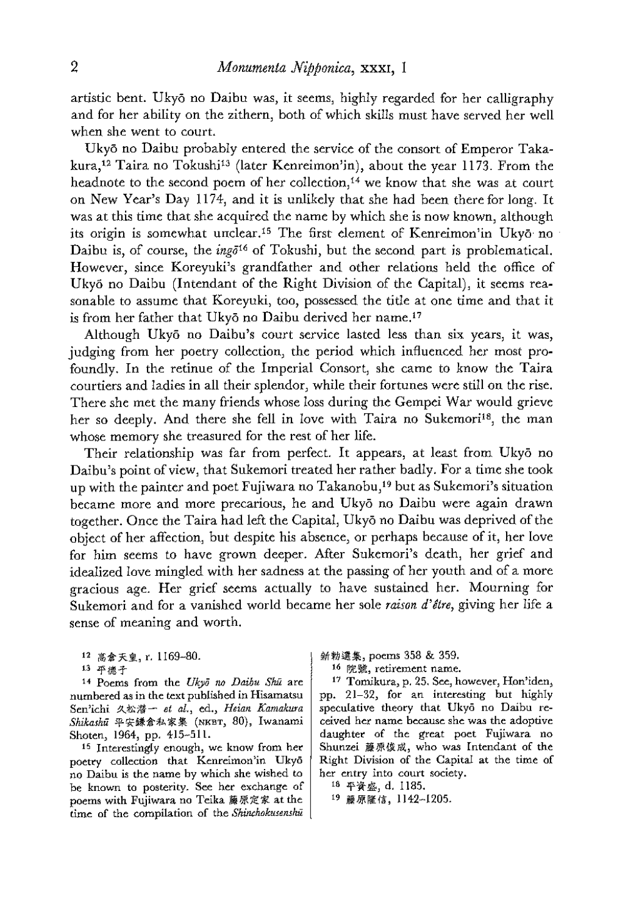artistic bent. Ukyō no Daibu was, it seems, highly regarded for her calligraphy and for her ability on the zithern, both of which skills must have served her well when she went to court.

Ukyō no Daibu probably entered the service of the consort of Emperor Takakura,[12] Taira no Tokushi[13] (later Kenreimon'in), about the year 1173. From the headnote to the second poem of her collection,[14] we know that she was at court on New Year's Day 1174, and it is unlikely that she had been there for long. It was at this time that she acquired the name by which she is now known, although its origin is somewhat unclear.[15] The first element of Kenreimon'in Ukyō no Daibu is, of course, the *ingō*[16] of Tokushi, but the second part is problematical. However, since Koreyuki's grandfather and other relations held the office of Ukyō no Daibu (Intendant of the Right Division of the Capital), it seems reasonable to assume that Koreyuki, too, possessed the title at one time and that it is from her father that Ukyō no Daibu derived her name.[17]

Although Ukyō no Daibu's court service lasted less than six years, it was, judging from her poetry collection, the period which influenced her most profoundly. In the retinue of the Imperial Consort, she came to know the Taira courtiers and ladies in all their splendor, while their fortunes were still on the rise. There she met the many friends whose loss during the Gempei War would grieve her so deeply. And there she fell in love with Taira no Sukemori[18], the man whose memory she treasured for the rest of her life.

Their relationship was far from perfect. It appears, at least from Ukyō no Daibu's point of view, that Sukemori treated her rather badly. For a time she took up with the painter and poet Fujiwara no Takanobu,[19] but as Sukemori's situation became more and more precarious, he and Ukyō no Daibu were again drawn together. Once the Taira had left the Capital, Ukyō no Daibu was deprived of the object of her affection, but despite his absence, or perhaps because of it, her love for him seems to have grown deeper. After Sukemori's death, her grief and idealized love mingled with her sadness at the passing of her youth and of a more gracious age. Her grief seems actually to have sustained her. Mourning for Sukemori and for a vanished world became her sole *raison d'être*, giving her life a sense of meaning and worth.

---

[12] 高倉天皇, r. 1169–80.

[13] 平徳子

[14] Poems from the *Ukyō no Daibu Shū* are numbered as in the text published in Hisamatsu Sen'ichi 久松潜一 *et al.*, ed., *Heian Kamakura Shikashū* 平安鎌倉私家集 (NKBT, 80), Iwanami Shoten, 1964, pp. 415–511.

[15] Interestingly enough, we know from her poetry collection that Kenreimon'in Ukyō no Daibu is the name by which she wished to be known to posterity. See her exchange of poems with Fujiwara no Teika 藤原定家 at the time of the compilation of the *Shinchokusenshū* 新勅選集, poems 358 & 359.

[16] 院號, retirement name.

[17] Tomikura, p. 25. See, however, Hon'iden, pp. 21–32, for an interesting but highly speculative theory that Ukyō no Daibu received her name because she was the adoptive daughter of the great poet Fujiwara no Shunzei 藤原俊成, who was Intendant of the Right Division of the Capital at the time of her entry into court society.

[18] 平資盛, d. 1185.

[19] 藤原隆信, 1142–1205.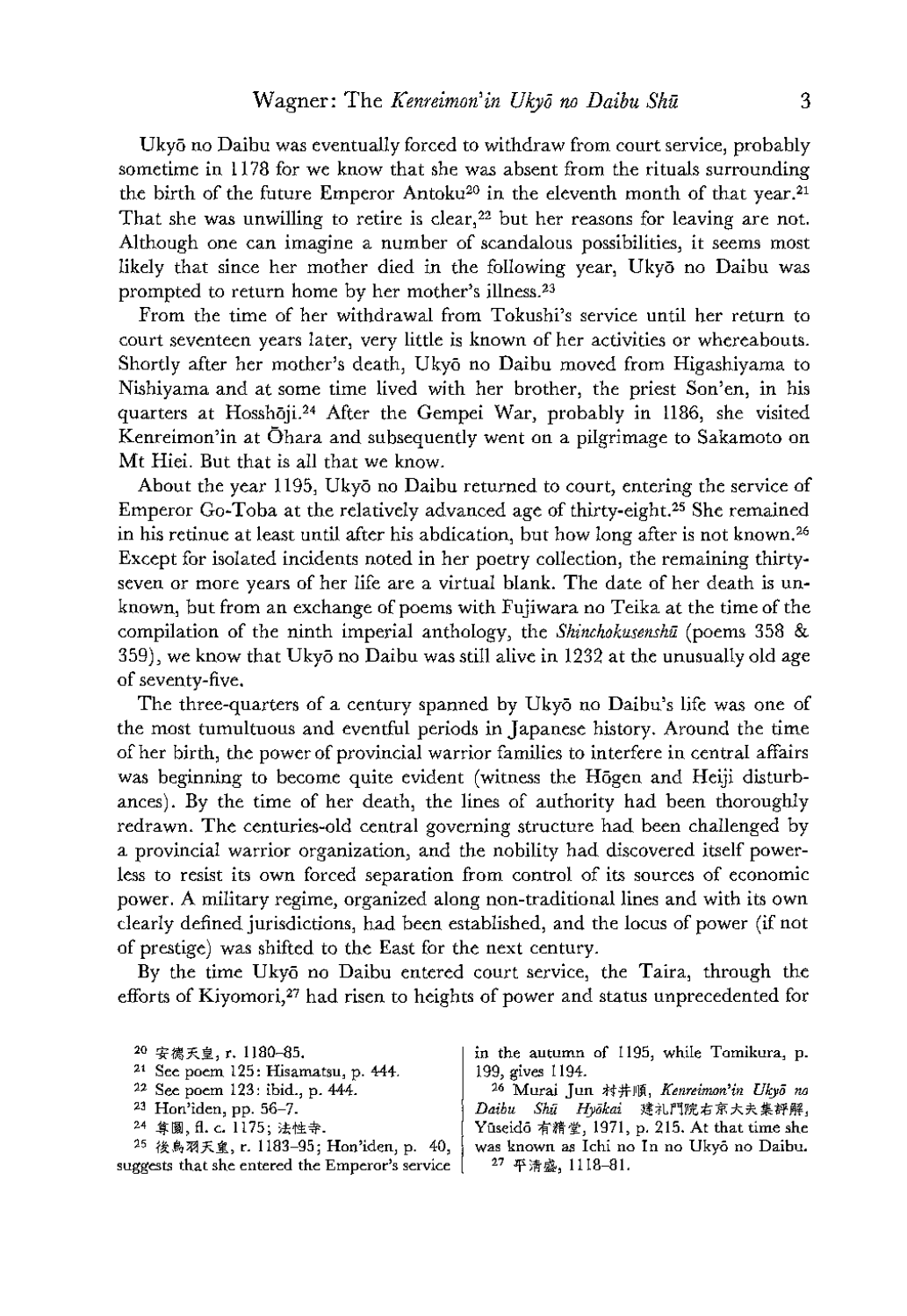Ukyō no Daibu was eventually forced to withdraw from court service, probably sometime in 1178 for we know that she was absent from the rituals surrounding the birth of the future Emperor Antoku[20] in the eleventh month of that year.[21] That she was unwilling to retire is clear,[22] but her reasons for leaving are not. Although one can imagine a number of scandalous possibilities, it seems most likely that since her mother died in the following year, Ukyō no Daibu was prompted to return home by her mother's illness.[23]

From the time of her withdrawal from Tokushi's service until her return to court seventeen years later, very little is known of her activities or whereabouts. Shortly after her mother's death, Ukyō no Daibu moved from Higashiyama to Nishiyama and at some time lived with her brother, the priest Son'en, in his quarters at Hosshōji.[24] After the Gempei War, probably in 1186, she visited Kenreimon'in at Ōhara and subsequently went on a pilgrimage to Sakamoto on Mt Hiei. But that is all that we know.

About the year 1195, Ukyō no Daibu returned to court, entering the service of Emperor Go-Toba at the relatively advanced age of thirty-eight.[25] She remained in his retinue at least until after his abdication, but how long after is not known.[26] Except for isolated incidents noted in her poetry collection, the remaining thirty-seven or more years of her life are a virtual blank. The date of her death is unknown, but from an exchange of poems with Fujiwara no Teika at the time of the compilation of the ninth imperial anthology, the *Shinchokusenshū* (poems 358 & 359), we know that Ukyō no Daibu was still alive in 1232 at the unusually old age of seventy-five.

The three-quarters of a century spanned by Ukyō no Daibu's life was one of the most tumultuous and eventful periods in Japanese history. Around the time of her birth, the power of provincial warrior families to interfere in central affairs was beginning to become quite evident (witness the Hōgen and Heiji disturbances). By the time of her death, the lines of authority had been thoroughly redrawn. The centuries-old central governing structure had been challenged by a provincial warrior organization, and the nobility had discovered itself powerless to resist its own forced separation from control of its sources of economic power. A military regime, organized along non-traditional lines and with its own clearly defined jurisdictions, had been established, and the locus of power (if not of prestige) was shifted to the East for the next century.

By the time Ukyō no Daibu entered court service, the Taira, through the efforts of Kiyomori,[27] had risen to heights of power and status unprecedented for

[20] 安徳天皇, r. 1180–85.

[21] See poem 125: Hisamatsu, p. 444.

[22] See poem 123: ibid., p. 444.

[23] Hon'iden, pp. 56–7.

[24] 尊圓, fl. c. 1175; 法性寺.

[25] 後鳥羽天皇, r. 1183–95; Hon'iden, p. 40, suggests that she entered the Emperor's service in the autumn of 1195, while Tomikura, p. 199, gives 1194.

[26] Murai Jun 村井順, *Kenreimon'in Ukyō no Daibu Shū Hyōkai* 建礼門院右京大夫集評解, Yūseidō 有精堂, 1971, p. 215. At that time she was known as Ichi no In no Ukyō no Daibu.

[27] 平清盛, 1118–81.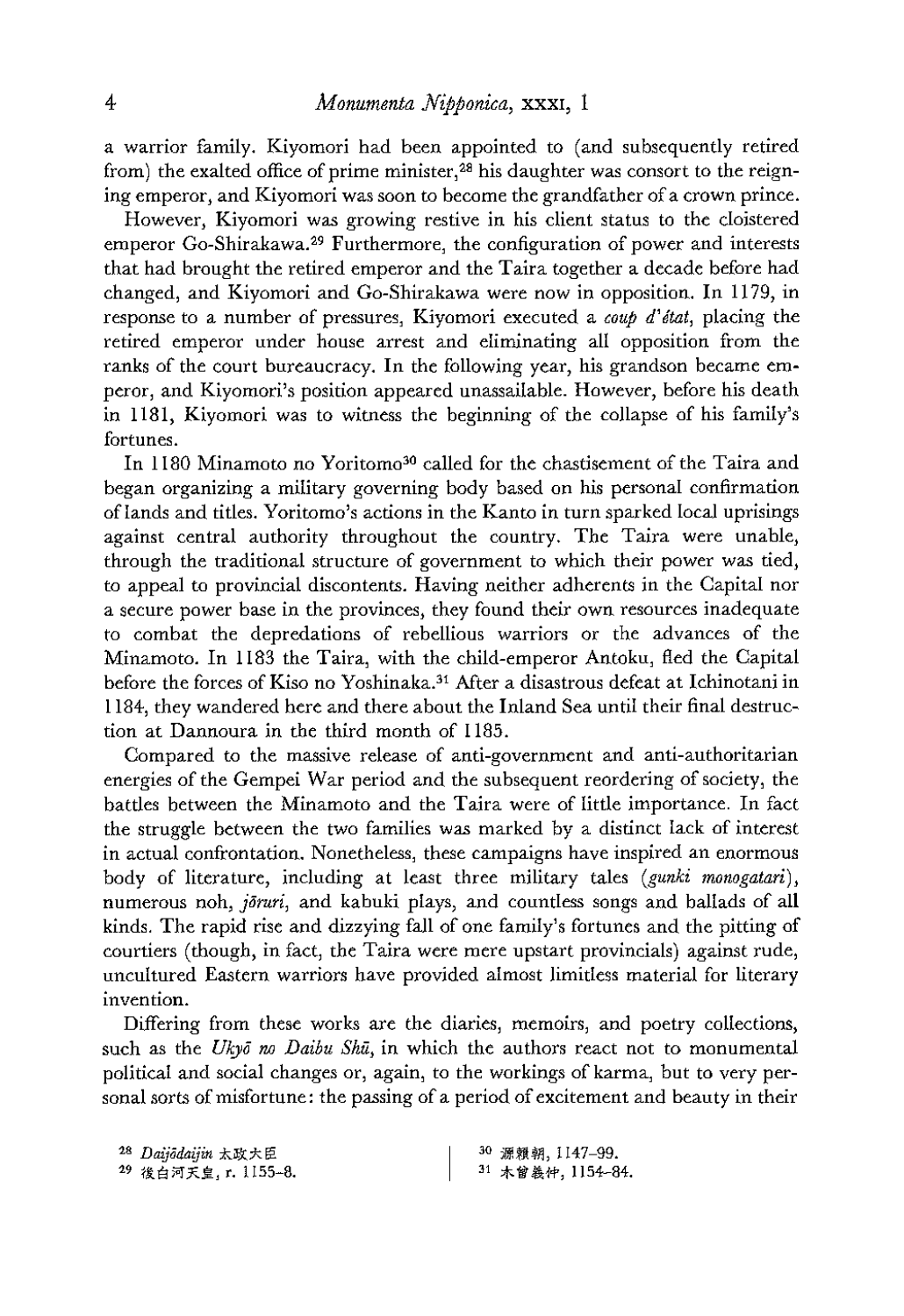a warrior family. Kiyomori had been appointed to (and subsequently retired from) the exalted office of prime minister,[28] his daughter was consort to the reigning emperor, and Kiyomori was soon to become the grandfather of a crown prince.

However, Kiyomori was growing restive in his client status to the cloistered emperor Go-Shirakawa.[29] Furthermore, the configuration of power and interests that had brought the retired emperor and the Taira together a decade before had changed, and Kiyomori and Go-Shirakawa were now in opposition. In 1179, in response to a number of pressures, Kiyomori executed a *coup d'état*, placing the retired emperor under house arrest and eliminating all opposition from the ranks of the court bureaucracy. In the following year, his grandson became emperor, and Kiyomori's position appeared unassailable. However, before his death in 1181, Kiyomori was to witness the beginning of the collapse of his family's fortunes.

In 1180 Minamoto no Yoritomo[30] called for the chastisement of the Taira and began organizing a military governing body based on his personal confirmation of lands and titles. Yoritomo's actions in the Kanto in turn sparked local uprisings against central authority throughout the country. The Taira were unable, through the traditional structure of government to which their power was tied, to appeal to provincial discontents. Having neither adherents in the Capital nor a secure power base in the provinces, they found their own resources inadequate to combat the depredations of rebellious warriors or the advances of the Minamoto. In 1183 the Taira, with the child-emperor Antoku, fled the Capital before the forces of Kiso no Yoshinaka.[31] After a disastrous defeat at Ichinotani in 1184, they wandered here and there about the Inland Sea until their final destruction at Dannoura in the third month of 1185.

Compared to the massive release of anti-government and anti-authoritarian energies of the Gempei War period and the subsequent reordering of society, the battles between the Minamoto and the Taira were of little importance. In fact the struggle between the two families was marked by a distinct lack of interest in actual confrontation. Nonetheless, these campaigns have inspired an enormous body of literature, including at least three military tales (*gunki monogatari*), numerous noh, *jōruri*, and kabuki plays, and countless songs and ballads of all kinds. The rapid rise and dizzying fall of one family's fortunes and the pitting of courtiers (though, in fact, the Taira were mere upstart provincials) against rude, uncultured Eastern warriors have provided almost limitless material for literary invention.

Differing from these works are the diaries, memoirs, and poetry collections, such as the *Ukyō no Daibu Shū*, in which the authors react not to monumental political and social changes or, again, to the workings of karma, but to very personal sorts of misfortune: the passing of a period of excitement and beauty in their

---

[28] *Daijōdaijin* 太政大臣

[29] 後白河天皇, r. 1155–8.

[30] 源頼朝, 1147–99.

[31] 木曾義仲, 1154–84.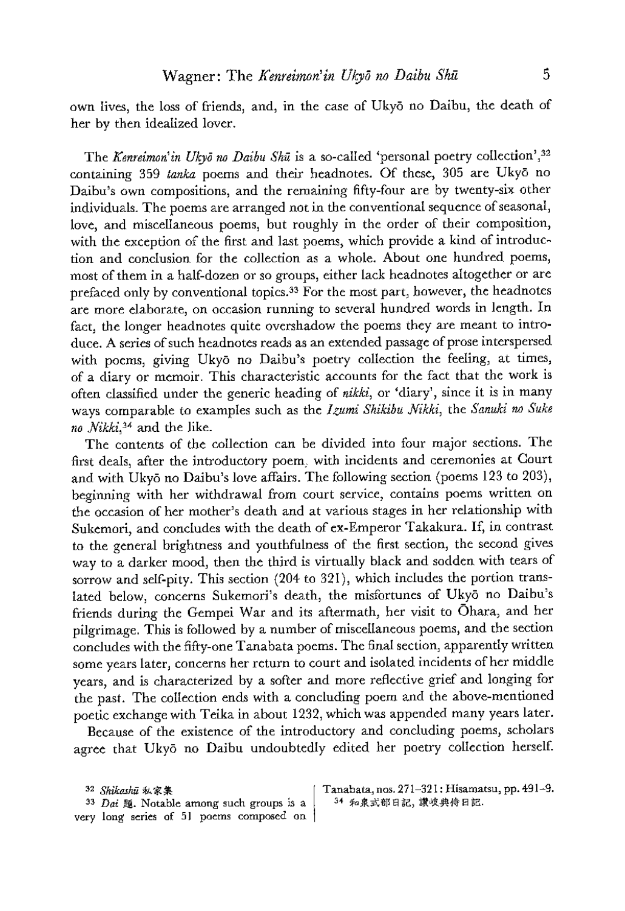own lives, the loss of friends, and, in the case of Ukyō no Daibu, the death of her by then idealized lover.

The *Kenreimon'in Ukyō no Daibu Shū* is a so-called 'personal poetry collection',[32] containing 359 *tanka* poems and their headnotes. Of these, 305 are Ukyō no Daibu's own compositions, and the remaining fifty-four are by twenty-six other individuals. The poems are arranged not in the conventional sequence of seasonal, love, and miscellaneous poems, but roughly in the order of their composition, with the exception of the first and last poems, which provide a kind of introduction and conclusion for the collection as a whole. About one hundred poems, most of them in a half-dozen or so groups, either lack headnotes altogether or are prefaced only by conventional topics.[33] For the most part, however, the headnotes are more elaborate, on occasion running to several hundred words in length. In fact, the longer headnotes quite overshadow the poems they are meant to introduce. A series of such headnotes reads as an extended passage of prose interspersed with poems, giving Ukyō no Daibu's poetry collection the feeling, at times, of a diary or memoir. This characteristic accounts for the fact that the work is often classified under the generic heading of *nikki*, or 'diary', since it is in many ways comparable to examples such as the *Izumi Shikibu Nikki*, the *Sanuki no Suke no Nikki*,[34] and the like.

The contents of the collection can be divided into four major sections. The first deals, after the introductory poem, with incidents and ceremonies at Court and with Ukyō no Daibu's love affairs. The following section (poems 123 to 203), beginning with her withdrawal from court service, contains poems written on the occasion of her mother's death and at various stages in her relationship with Sukemori, and concludes with the death of ex-Emperor Takakura. If, in contrast to the general brightness and youthfulness of the first section, the second gives way to a darker mood, then the third is virtually black and sodden with tears of sorrow and self-pity. This section (204 to 321), which includes the portion translated below, concerns Sukemori's death, the misfortunes of Ukyō no Daibu's friends during the Gempei War and its aftermath, her visit to Ōhara, and her pilgrimage. This is followed by a number of miscellaneous poems, and the section concludes with the fifty-one Tanabata poems. The final section, apparently written some years later, concerns her return to court and isolated incidents of her middle years, and is characterized by a softer and more reflective grief and longing for the past. The collection ends with a concluding poem and the above-mentioned poetic exchange with Teika in about 1232, which was appended many years later.

Because of the existence of the introductory and concluding poems, scholars agree that Ukyō no Daibu undoubtedly edited her poetry collection herself.

---

[32] *Shikashū* 私家集

[33] *Dai* 題. Notable among such groups is a very long series of 51 poems composed on Tanabata, nos. 271–321: Hisamatsu, pp. 491–9.

[34] 和泉式部日記, 讃岐典侍日記.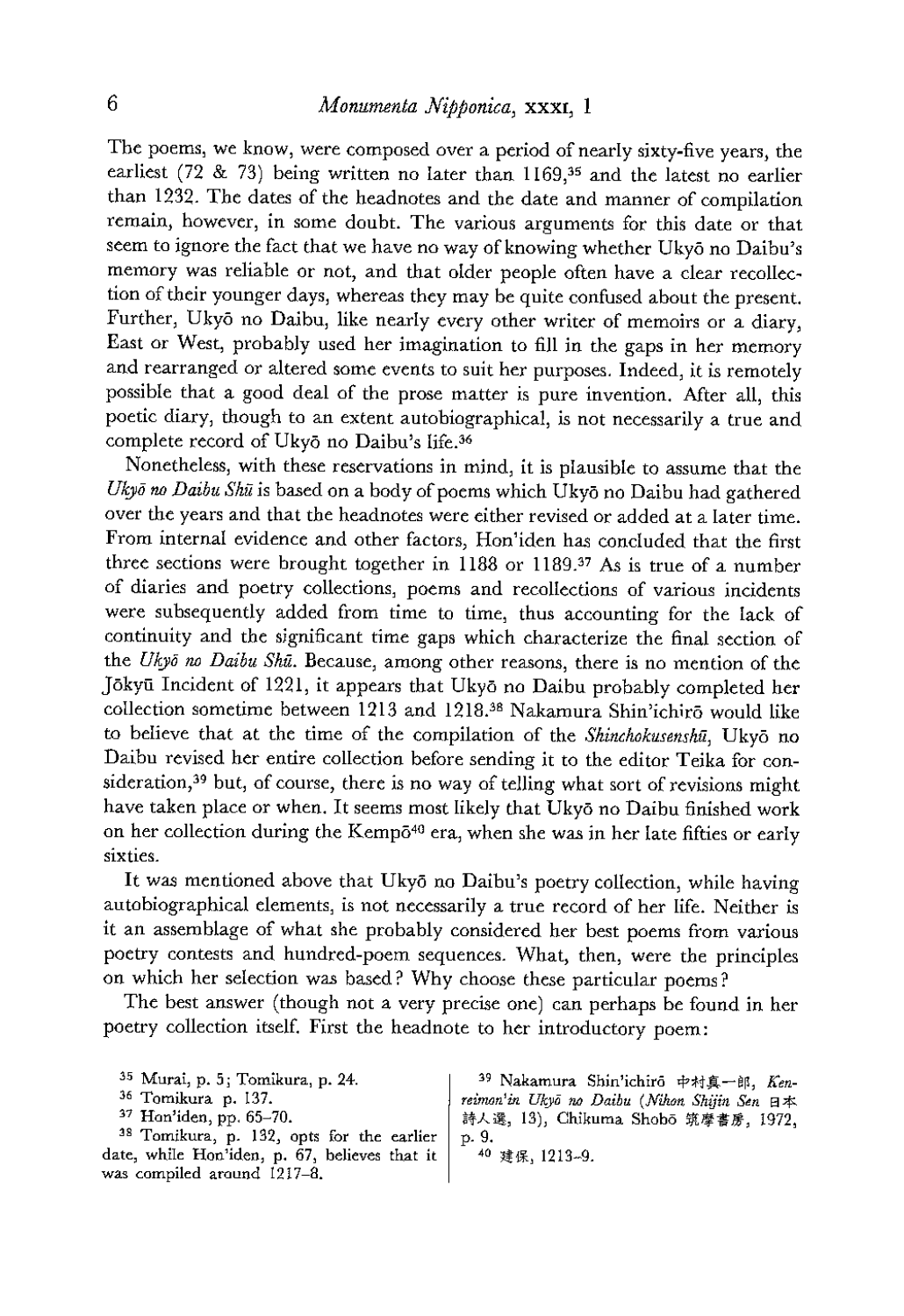The poems, we know, were composed over a period of nearly sixty-five years, the earliest (72 & 73) being written no later than 1169,[35] and the latest no earlier than 1232. The dates of the headnotes and the date and manner of compilation remain, however, in some doubt. The various arguments for this date or that seem to ignore the fact that we have no way of knowing whether Ukyō no Daibu's memory was reliable or not, and that older people often have a clear recollection of their younger days, whereas they may be quite confused about the present. Further, Ukyō no Daibu, like nearly every other writer of memoirs or a diary, East or West, probably used her imagination to fill in the gaps in her memory and rearranged or altered some events to suit her purposes. Indeed, it is remotely possible that a good deal of the prose matter is pure invention. After all, this poetic diary, though to an extent autobiographical, is not necessarily a true and complete record of Ukyō no Daibu's life.[36]

Nonetheless, with these reservations in mind, it is plausible to assume that the *Ukyō no Daibu Shū* is based on a body of poems which Ukyō no Daibu had gathered over the years and that the headnotes were either revised or added at a later time. From internal evidence and other factors, Hon'iden has concluded that the first three sections were brought together in 1188 or 1189.[37] As is true of a number of diaries and poetry collections, poems and recollections of various incidents were subsequently added from time to time, thus accounting for the lack of continuity and the significant time gaps which characterize the final section of the *Ukyō no Daibu Shū*. Because, among other reasons, there is no mention of the Jōkyū Incident of 1221, it appears that Ukyō no Daibu probably completed her collection sometime between 1213 and 1218.[38] Nakamura Shin'ichirō would like to believe that at the time of the compilation of the *Shinchokusenshū*, Ukyō no Daibu revised her entire collection before sending it to the editor Teika for consideration,[39] but, of course, there is no way of telling what sort of revisions might have taken place or when. It seems most likely that Ukyō no Daibu finished work on her collection during the Kempō[40] era, when she was in her late fifties or early sixties.

It was mentioned above that Ukyō no Daibu's poetry collection, while having autobiographical elements, is not necessarily a true record of her life. Neither is it an assemblage of what she probably considered her best poems from various poetry contests and hundred-poem sequences. What, then, were the principles on which her selection was based? Why choose these particular poems?

The best answer (though not a very precise one) can perhaps be found in her poetry collection itself. First the headnote to her introductory poem:

---

35 Murai, p. 5; Tomikura, p. 24.

36 Tomikura p. 137.

37 Hon'iden, pp. 65–70.

38 Tomikura, p. 132, opts for the earlier date, while Hon'iden, p. 67, believes that it was compiled around 1217–8.

39 Nakamura Shin'ichirō 中村真一郎, *Kenreimon'in Ukyō no Daibu* (*Nihon Shijin Sen* 日本詩人選, 13), Chikuma Shobō 筑摩書房, 1972, p. 9.

40 建保, 1213–9.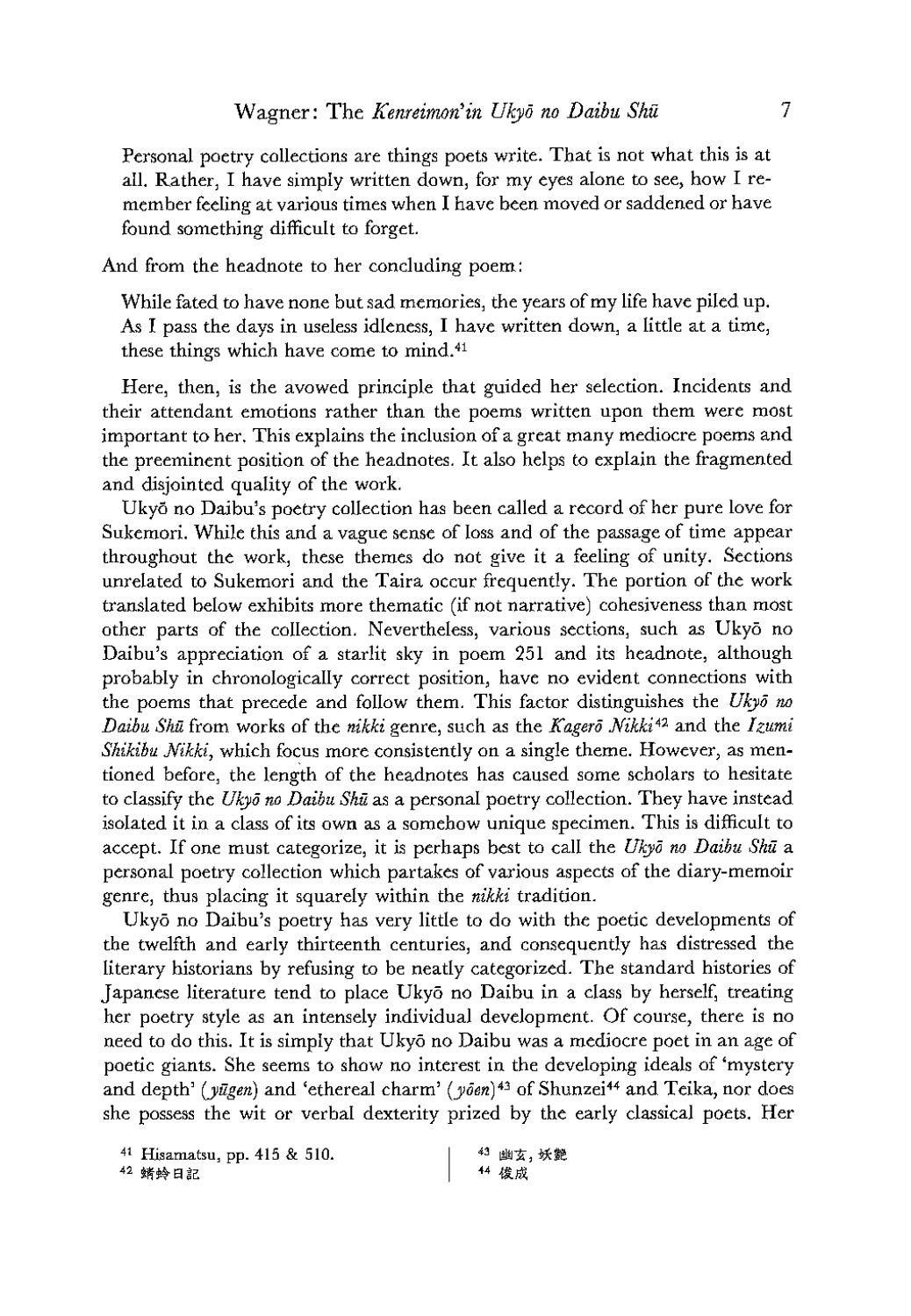> Personal poetry collections are things poets write. That is not what this is at all. Rather, I have simply written down, for my eyes alone to see, how I remember feeling at various times when I have been moved or saddened or have found something difficult to forget.

And from the headnote to her concluding poem:

> While fated to have none but sad memories, the years of my life have piled up. As I pass the days in useless idleness, I have written down, a little at a time, these things which have come to mind.[41]

Here, then, is the avowed principle that guided her selection. Incidents and their attendant emotions rather than the poems written upon them were most important to her. This explains the inclusion of a great many mediocre poems and the preeminent position of the headnotes. It also helps to explain the fragmented and disjointed quality of the work.

Ukyō no Daibu's poetry collection has been called a record of her pure love for Sukemori. While this and a vague sense of loss and of the passage of time appear throughout the work, these themes do not give it a feeling of unity. Sections unrelated to Sukemori and the Taira occur frequently. The portion of the work translated below exhibits more thematic (if not narrative) cohesiveness than most other parts of the collection. Nevertheless, various sections, such as Ukyō no Daibu's appreciation of a starlit sky in poem 251 and its headnote, although probably in chronologically correct position, have no evident connections with the poems that precede and follow them. This factor distinguishes the *Ukyō no Daibu Shū* from works of the *nikki* genre, such as the *Kagerō Nikki*[42] and the *Izumi Shikibu Nikki*, which focus more consistently on a single theme. However, as mentioned before, the length of the headnotes has caused some scholars to hesitate to classify the *Ukyō no Daibu Shū* as a personal poetry collection. They have instead isolated it in a class of its own as a somehow unique specimen. This is difficult to accept. If one must categorize, it is perhaps best to call the *Ukyō no Daibu Shū* a personal poetry collection which partakes of various aspects of the diary-memoir genre, thus placing it squarely within the *nikki* tradition.

Ukyō no Daibu's poetry has very little to do with the poetic developments of the twelfth and early thirteenth centuries, and consequently has distressed the literary historians by refusing to be neatly categorized. The standard histories of Japanese literature tend to place Ukyō no Daibu in a class by herself, treating her poetry style as an intensely individual development. Of course, there is no need to do this. It is simply that Ukyō no Daibu was a mediocre poet in an age of poetic giants. She seems to show no interest in the developing ideals of 'mystery and depth' (*yūgen*) and 'ethereal charm' (*yōen*)[43] of Shunzei[44] and Teika, nor does she possess the wit or verbal dexterity prized by the early classical poets. Her

[41] Hisamatsu, pp. 415 & 510.

[42] 蜻蛉日記

[43] 幽玄, 妖艶

[44] 俊成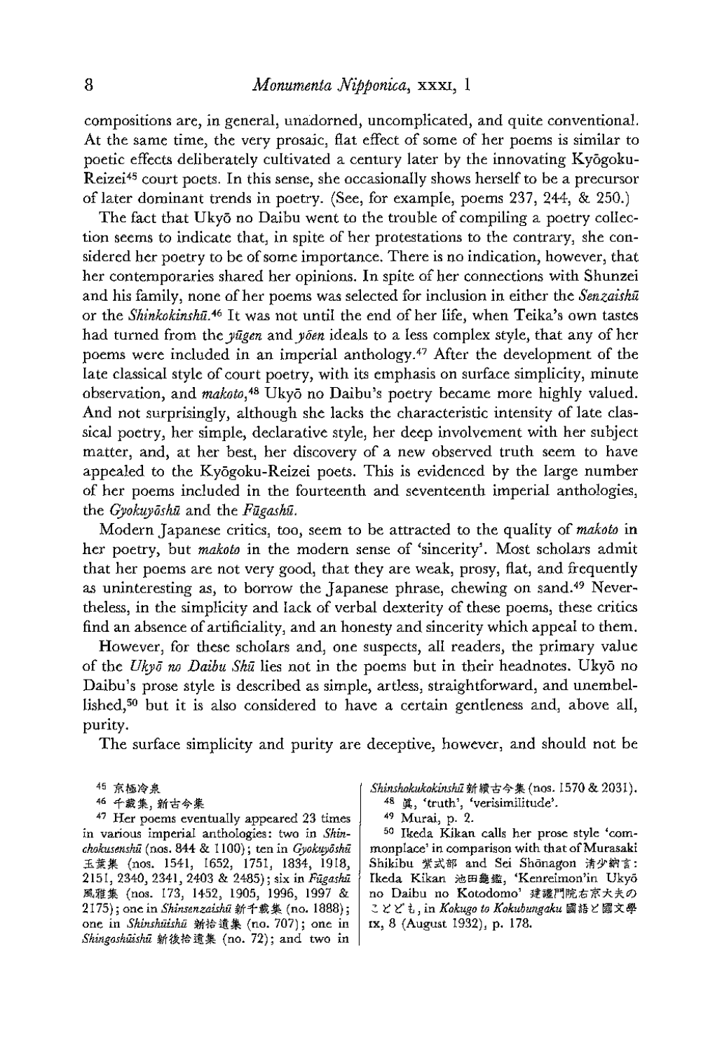compositions are, in general, unadorned, uncomplicated, and quite conventional. At the same time, the very prosaic, flat effect of some of her poems is similar to poetic effects deliberately cultivated a century later by the innovating Kyōgoku-Reizei[45] court poets. In this sense, she occasionally shows herself to be a precursor of later dominant trends in poetry. (See, for example, poems 237, 244, & 250.)

The fact that Ukyō no Daibu went to the trouble of compiling a poetry collection seems to indicate that, in spite of her protestations to the contrary, she considered her poetry to be of some importance. There is no indication, however, that her contemporaries shared her opinions. In spite of her connections with Shunzei and his family, none of her poems was selected for inclusion in either the *Senzaishū* or the *Shinkokinshū*.[46] It was not until the end of her life, when Teika's own tastes had turned from the *yūgen* and *yōen* ideals to a less complex style, that any of her poems were included in an imperial anthology.[47] After the development of the late classical style of court poetry, with its emphasis on surface simplicity, minute observation, and *makoto*,[48] Ukyō no Daibu's poetry became more highly valued. And not surprisingly, although she lacks the characteristic intensity of late classical poetry, her simple, declarative style, her deep involvement with her subject matter, and, at her best, her discovery of a new observed truth seem to have appealed to the Kyōgoku-Reizei poets. This is evidenced by the large number of her poems included in the fourteenth and seventeenth imperial anthologies, the *Gyokuyōshū* and the *Fūgashū*.

Modern Japanese critics, too, seem to be attracted to the quality of *makoto* in her poetry, but *makoto* in the modern sense of 'sincerity'. Most scholars admit that her poems are not very good, that they are weak, prosy, flat, and frequently as uninteresting as, to borrow the Japanese phrase, chewing on sand.[49] Nevertheless, in the simplicity and lack of verbal dexterity of these poems, these critics find an absence of artificiality, and an honesty and sincerity which appeal to them.

However, for these scholars and, one suspects, all readers, the primary value of the *Ukyō no Daibu Shū* lies not in the poems but in their headnotes. Ukyō no Daibu's prose style is described as simple, artless, straightforward, and unembellished,[50] but it is also considered to have a certain gentleness and, above all, purity.

The surface simplicity and purity are deceptive, however, and should not be

---

[45] 京極冷泉

[46] 千載集, 新古今集

[47] Her poems eventually appeared 23 times in various imperial anthologies: two in *Shinchokusenshū* (nos. 844 & 1100); ten in *Gyokuyōshū* 玉葉集 (nos. 1541, 1652, 1751, 1834, 1918, 2151, 2340, 2341, 2403 & 2485); six in *Fūgashū* 風雅集 (nos. 173, 1452, 1905, 1996, 1997 & 2175); one in *Shinsenzaishū* 新千載集 (no. 1888); one in *Shinshūishū* 新拾遺集 (no. 707); one in *Shingoshūishū* 新後拾遺集 (no. 72); and two in *Shinshokukokinshū* 新續古今集 (nos. 1570 & 2031).

[48] 眞, 'truth', 'verisimilitude'.

[49] Murai, p. 2.

[50] Ikeda Kikan calls her prose style 'commonplace' in comparison with that of Murasaki Shikibu 紫式部 and Sei Shōnagon 清少納言: Ikeda Kikan 池田龜鑑, 'Kenreimon'in Ukyō no Daibu no Kotodomo' 建禮門院右京大夫のことども, in *Kokugo to Kokubungaku* 國語と國文學 IX, 8 (August 1932), p. 178.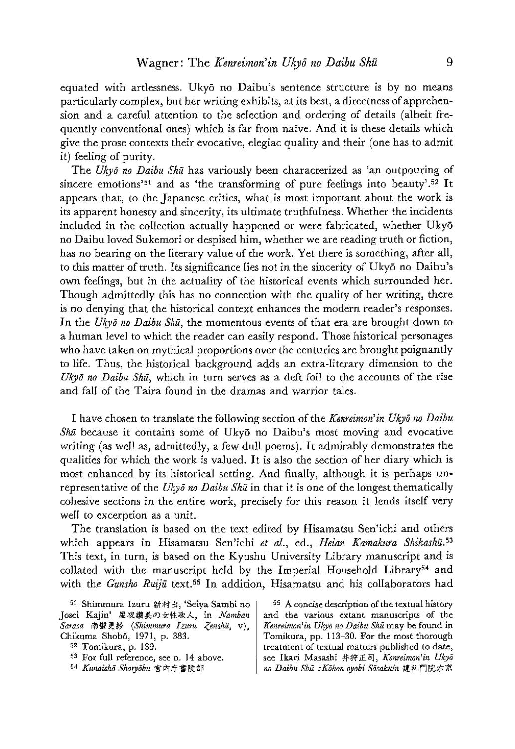equated with artlessness. Ukyō no Daibu's sentence structure is by no means particularly complex, but her writing exhibits, at its best, a directness of apprehension and a careful attention to the selection and ordering of details (albeit frequently conventional ones) which is far from naïve. And it is these details which give the prose contexts their evocative, elegiac quality and their (one has to admit it) feeling of purity.

The *Ukyō no Daibu Shū* has variously been characterized as 'an outpouring of sincere emotions'[51] and as 'the transforming of pure feelings into beauty'.[52] It appears that, to the Japanese critics, what is most important about the work is its apparent honesty and sincerity, its ultimate truthfulness. Whether the incidents included in the collection actually happened or were fabricated, whether Ukyō no Daibu loved Sukemori or despised him, whether we are reading truth or fiction, has no bearing on the literary value of the work. Yet there is something, after all, to this matter of truth. Its significance lies not in the sincerity of Ukyō no Daibu's own feelings, but in the actuality of the historical events which surrounded her. Though admittedly this has no connection with the quality of her writing, there is no denying that the historical context enhances the modern reader's responses. In the *Ukyō no Daibu Shū*, the momentous events of that era are brought down to a human level to which the reader can easily respond. Those historical personages who have taken on mythical proportions over the centuries are brought poignantly to life. Thus, the historical background adds an extra-literary dimension to the *Ukyō no Daibu Shū*, which in turn serves as a deft foil to the accounts of the rise and fall of the Taira found in the dramas and warrior tales.

I have chosen to translate the following section of the *Kenreimon'in Ukyō no Daibu Shū* because it contains some of Ukyō no Daibu's most moving and evocative writing (as well as, admittedly, a few dull poems). It admirably demonstrates the qualities for which the work is valued. It is also the section of her diary which is most enhanced by its historical setting. And finally, although it is perhaps unrepresentative of the *Ukyō no Daibu Shū* in that it is one of the longest thematically cohesive sections in the entire work, precisely for this reason it lends itself very well to excerption as a unit.

The translation is based on the text edited by Hisamatsu Sen'ichi and others which appears in Hisamatsu Sen'ichi *et al.*, ed., *Heian Kamakura Shikashū*.[53] This text, in turn, is based on the Kyushu University Library manuscript and is collated with the manuscript held by the Imperial Household Library[54] and with the *Gunsho Ruijū* text.[55] In addition, Hisamatsu and his collaborators had

[51] Shimmura Izuru 新村出, 'Seiya Sambi no Josei Kajin' 星夜讃美の女性歌人, in *Namban Sarasa* 南蠻更紗 (*Shimmura Izuru Zenshū*, v), Chikuma Shobō, 1971, p. 383.

[52] Tomikura, p. 139.

[53] For full reference, see n. 14 above.

[54] *Kunaichō Shoryōbu* 宮内庁書陵部

[55] A concise description of the textual history and the various extant manuscripts of the *Kenreimon'in Ukyō no Daibu Shū* may be found in Tomikura, pp. 113–30. For the most thorough treatment of textual matters published to date, see Ikari Masashi 井狩正司, *Kenreimon'in Ukyō no Daibu Shū :Kōhon oyobi Sōsakuin* 建礼門院右京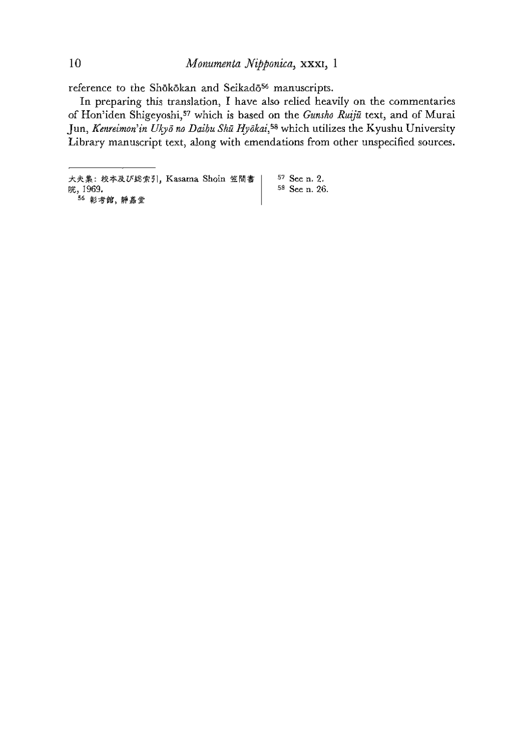reference to the Shōkōkan and Seikadō[56] manuscripts.

In preparing this translation, I have also relied heavily on the commentaries of Hon'iden Shigeyoshi,[57] which is based on the *Gunsho Ruijū* text, and of Murai Jun, *Kenreimon'in Ukyō no Daibu Shū Hyōkai*,[58] which utilizes the Kyushu University Library manuscript text, along with emendations from other unspecified sources.

---

大夫集：校本及び総索引, Kasama Shoin 笠間書院, 1969.

[56] 彰考館, 静嘉堂

[57] See n. 2.

[58] See n. 26.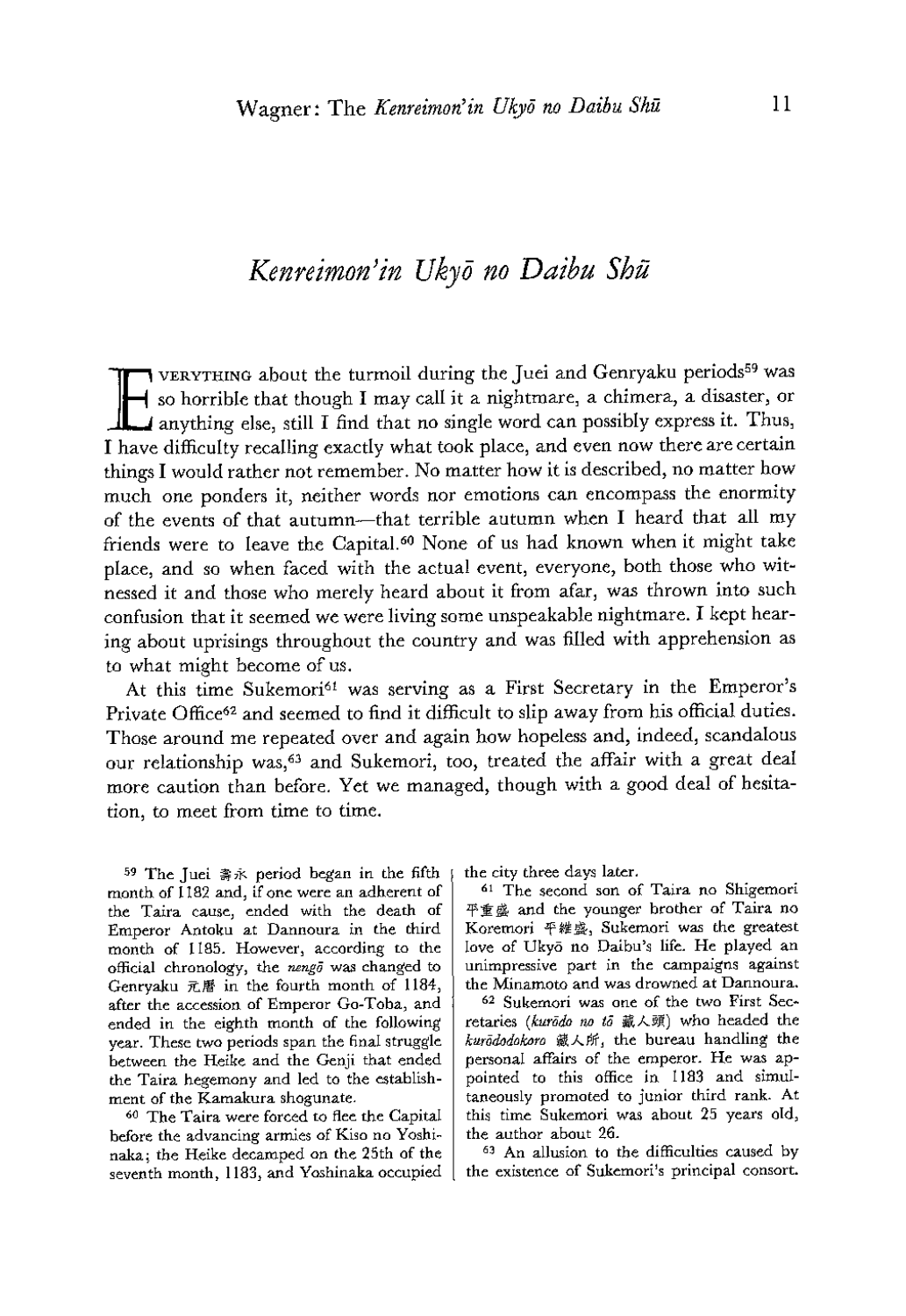# *Kenreimon'in Ukyō no Daibu Shū*

EVERYTHING about the turmoil during the Juei and Genryaku periods[59] was so horrible that though I may call it a nightmare, a chimera, a disaster, or anything else, still I find that no single word can possibly express it. Thus, I have difficulty recalling exactly what took place, and even now there are certain things I would rather not remember. No matter how it is described, no matter how much one ponders it, neither words nor emotions can encompass the enormity of the events of that autumn—that terrible autumn when I heard that all my friends were to leave the Capital.[60] None of us had known when it might take place, and so when faced with the actual event, everyone, both those who witnessed it and those who merely heard about it from afar, was thrown into such confusion that it seemed we were living some unspeakable nightmare. I kept hearing about uprisings throughout the country and was filled with apprehension as to what might become of us.

At this time Sukemori[61] was serving as a First Secretary in the Emperor's Private Office[62] and seemed to find it difficult to slip away from his official duties. Those around me repeated over and again how hopeless and, indeed, scandalous our relationship was,[63] and Sukemori, too, treated the affair with a great deal more caution than before. Yet we managed, though with a good deal of hesitation, to meet from time to time.

---

[59] The Juei 壽永 period began in the fifth month of 1182 and, if one were an adherent of the Taira cause, ended with the death of Emperor Antoku at Dannoura in the third month of 1185. However, according to the official chronology, the *nengō* was changed to Genryaku 元暦 in the fourth month of 1184, after the accession of Emperor Go-Toba, and ended in the eighth month of the following year. These two periods span the final struggle between the Heike and the Genji that ended the Taira hegemony and led to the establishment of the Kamakura shogunate.

[60] The Taira were forced to flee the Capital before the advancing armies of Kiso no Yoshinaka; the Heike decamped on the 25th of the seventh month, 1183, and Yoshinaka occupied the city three days later.

[61] The second son of Taira no Shigemori 平重盛 and the younger brother of Taira no Koremori 平維盛, Sukemori was the greatest love of Ukyō no Daibu's life. He played an unimpressive part in the campaigns against the Minamoto and was drowned at Dannoura.

[62] Sukemori was one of the two First Secretaries (*kurōdo no tō* 藏人頭) who headed the *kurōdodokoro* 藏人所, the bureau handling the personal affairs of the emperor. He was appointed to this office in 1183 and simultaneously promoted to junior third rank. At this time Sukemori was about 25 years old, the author about 26.

[63] An allusion to the difficulties caused by the existence of Sukemori's principal consort.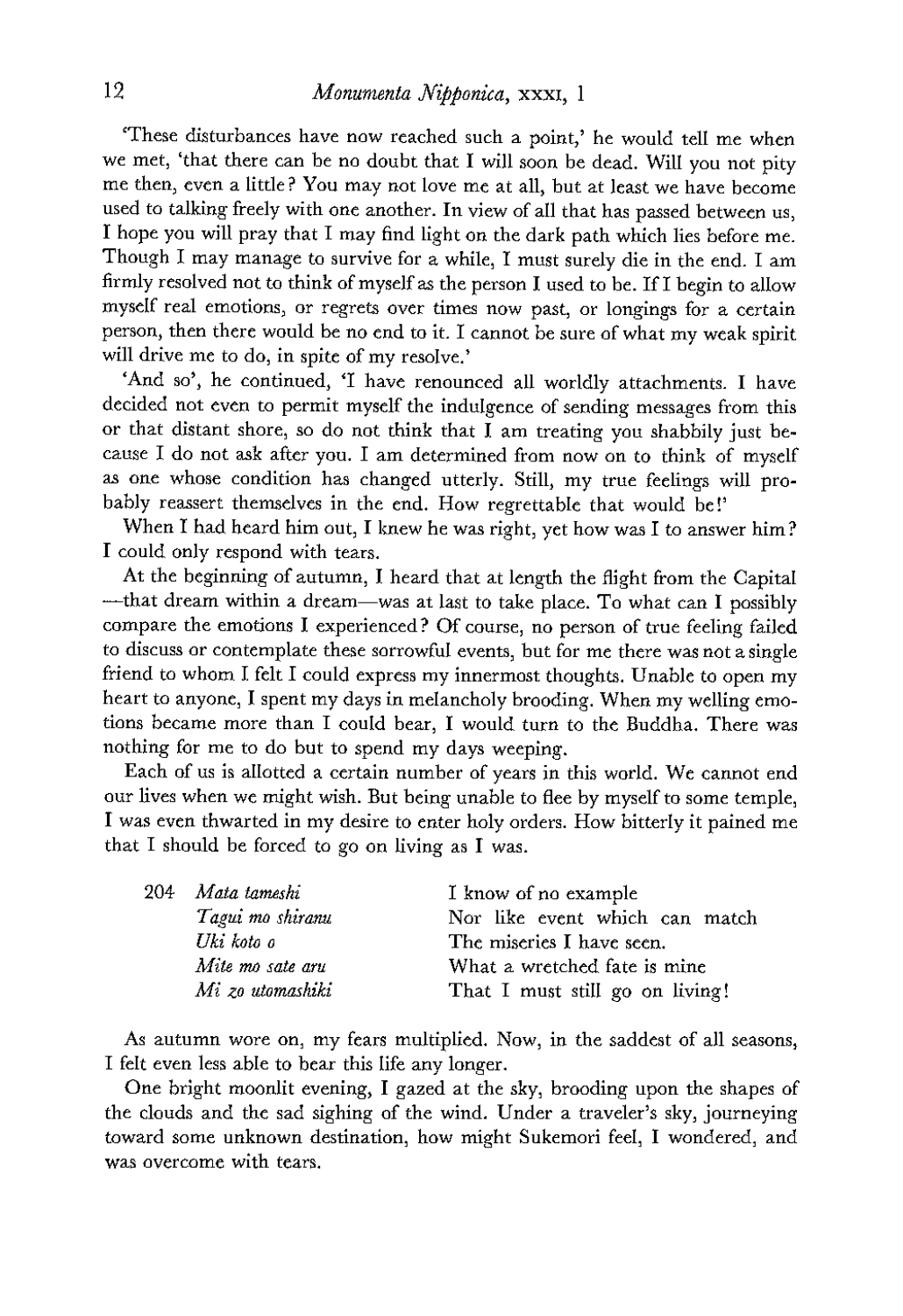'These disturbances have now reached such a point,' he would tell me when we met, 'that there can be no doubt that I will soon be dead. Will you not pity me then, even a little? You may not love me at all, but at least we have become used to talking freely with one another. In view of all that has passed between us, I hope you will pray that I may find light on the dark path which lies before me. Though I may manage to survive for a while, I must surely die in the end. I am firmly resolved not to think of myself as the person I used to be. If I begin to allow myself real emotions, or regrets over times now past, or longings for a certain person, then there would be no end to it. I cannot be sure of what my weak spirit will drive me to do, in spite of my resolve.'

'And so', he continued, 'I have renounced all worldly attachments. I have decided not even to permit myself the indulgence of sending messages from this or that distant shore, so do not think that I am treating you shabbily just because I do not ask after you. I am determined from now on to think of myself as one whose condition has changed utterly. Still, my true feelings will probably reassert themselves in the end. How regrettable that would be!'

When I had heard him out, I knew he was right, yet how was I to answer him? I could only respond with tears.

At the beginning of autumn, I heard that at length the flight from the Capital—that dream within a dream—was at last to take place. To what can I possibly compare the emotions I experienced? Of course, no person of true feeling failed to discuss or contemplate these sorrowful events, but for me there was not a single friend to whom I felt I could express my innermost thoughts. Unable to open my heart to anyone, I spent my days in melancholy brooding. When my welling emotions became more than I could bear, I would turn to the Buddha. There was nothing for me to do but to spend my days weeping.

Each of us is allotted a certain number of years in this world. We cannot end our lives when we might wish. But being unable to flee by myself to some temple, I was even thwarted in my desire to enter holy orders. How bitterly it pained me that I should be forced to go on living as I was.

| | | |
|---|---|---|
| 204 | *Mata tameshi* | I know of no example |
| | *Tagui mo shiranu* | Nor like event which can match |
| | *Uki koto o* | The miseries I have seen. |
| | *Mite mo sate aru* | What a wretched fate is mine |
| | *Mi zo utomashiki* | That I must still go on living! |

As autumn wore on, my fears multiplied. Now, in the saddest of all seasons, I felt even less able to bear this life any longer.

One bright moonlit evening, I gazed at the sky, brooding upon the shapes of the clouds and the sad sighing of the wind. Under a traveler's sky, journeying toward some unknown destination, how might Sukemori feel, I wondered, and was overcome with tears.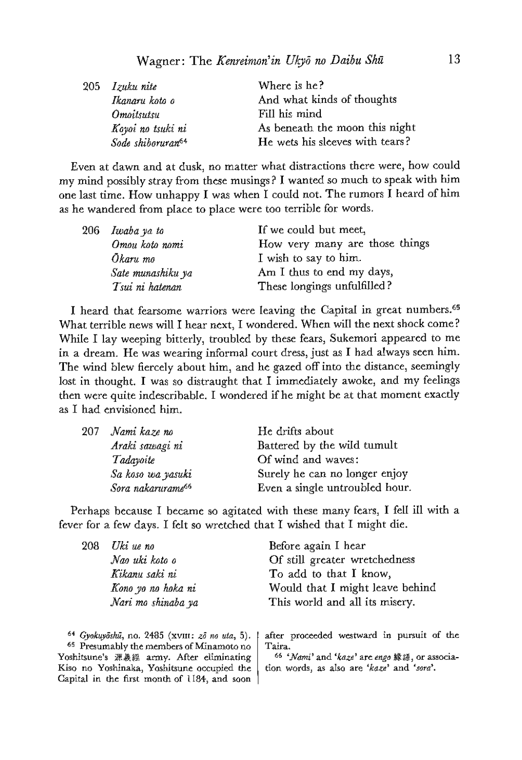| | | |
|---|---|---|
| 205 | *Izuku nite* | Where is he? |
| | *Ikanaru koto o* | And what kinds of thoughts |
| | *Omoitsutsu* | Fill his mind |
| | *Koyoi no tsuki ni* | As beneath the moon this night |
| | *Sode shiboruran*[64] | He wets his sleeves with tears? |

Even at dawn and at dusk, no matter what distractions there were, how could my mind possibly stray from these musings? I wanted so much to speak with him one last time. How unhappy I was when I could not. The rumors I heard of him as he wandered from place to place were too terrible for words.

| | | |
|---|---|---|
| 206 | *Iwaba ya to* | If we could but meet, |
| | *Omou koto nomi* | How very many are those things |
| | *Ōkaru mo* | I wish to say to him. |
| | *Sate munashiku ya* | Am I thus to end my days, |
| | *Tsui ni hatenan* | These longings unfulfilled? |

I heard that fearsome warriors were leaving the Capital in great numbers.[65] What terrible news will I hear next, I wondered. When will the next shock come? While I lay weeping bitterly, troubled by these fears, Sukemori appeared to me in a dream. He was wearing informal court dress, just as I had always seen him. The wind blew fiercely about him, and he gazed off into the distance, seemingly lost in thought. I was so distraught that I immediately awoke, and my feelings then were quite indescribable. I wondered if he might be at that moment exactly as I had envisioned him.

| | | |
|---|---|---|
| 207 | *Nami kaze no* | He drifts about |
| | *Araki sawagi ni* | Battered by the wild tumult |
| | *Tadayoite* | Of wind and waves: |
| | *Sa koso wa yasuki* | Surely he can no longer enjoy |
| | *Sora nakarurame*[66] | Even a single untroubled hour. |

Perhaps because I became so agitated with these many fears, I fell ill with a fever for a few days. I felt so wretched that I wished that I might die.

| | | |
|---|---|---|
| 208 | *Uki ue no* | Before again I hear |
| | *Nao uki koto o* | Of still greater wretchedness |
| | *Kikanu saki ni* | To add to that I know, |
| | *Kono yo no hoka ni* | Would that I might leave behind |
| | *Nari mo shinaba ya* | This world and all its misery. |

[64] *Gyokuyōshū*, no. 2485 (XVIII: *zō no uta*, 5).

[65] Presumably the members of Minamoto no Yoshitsune's 源義経 army. After eliminating Kiso no Yoshinaka, Yoshitsune occupied the Capital in the first month of 1184, and soon after proceeded westward in pursuit of the Taira.

[66] '*Nami*' and '*kaze*' are *engo* 緣語, or association words, as also are '*kaze*' and '*sora*'.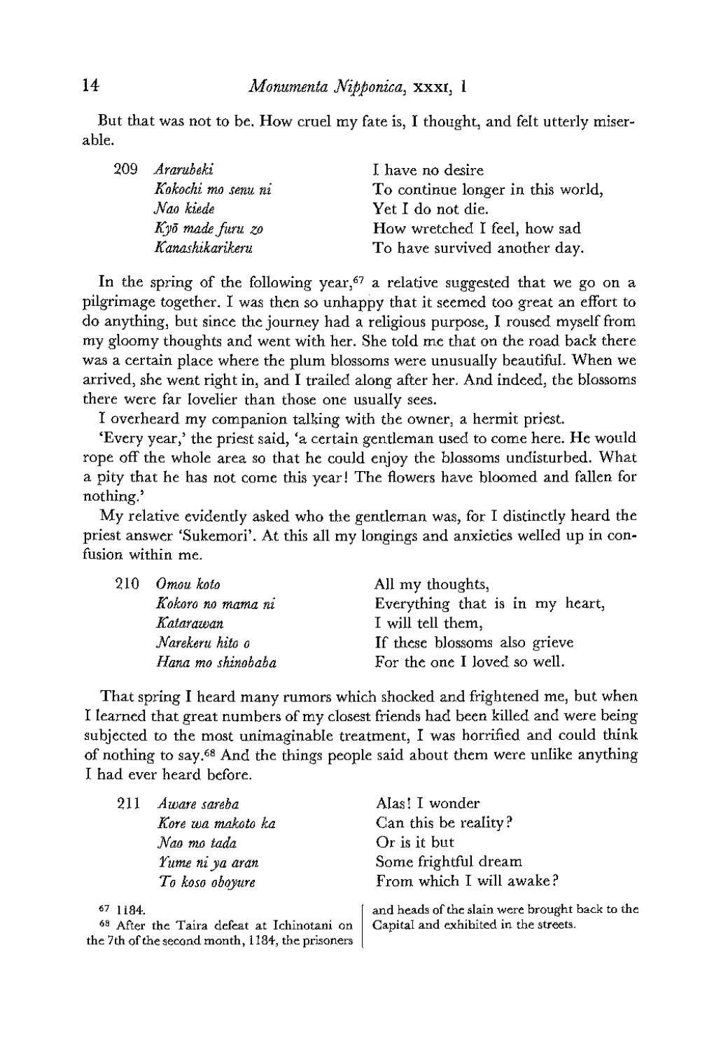But that was not to be. How cruel my fate is, I thought, and felt utterly miserable.

| | | |
|---|---|---|
| 209 | *Ararubeki* | I have no desire |
| | *Kokochi mo senu ni* | To continue longer in this world, |
| | *Nao kiede* | Yet I do not die. |
| | *Kyō made furu zo* | How wretched I feel, how sad |
| | *Kanashikarikeru* | To have survived another day. |

In the spring of the following year,[67] a relative suggested that we go on a pilgrimage together. I was then so unhappy that it seemed too great an effort to do anything, but since the journey had a religious purpose, I roused myself from my gloomy thoughts and went with her. She told me that on the road back there was a certain place where the plum blossoms were unusually beautiful. When we arrived, she went right in, and I trailed along after her. And indeed, the blossoms there were far lovelier than those one usually sees.

I overheard my companion talking with the owner, a hermit priest.

'Every year,' the priest said, 'a certain gentleman used to come here. He would rope off the whole area so that he could enjoy the blossoms undisturbed. What a pity that he has not come this year! The flowers have bloomed and fallen for nothing.'

My relative evidently asked who the gentleman was, for I distinctly heard the priest answer 'Sukemori'. At this all my longings and anxieties welled up in confusion within me.

| | | |
|---|---|---|
| 210 | *Omou koto* | All my thoughts, |
| | *Kokoro no mama ni* | Everything that is in my heart, |
| | *Katarawan* | I will tell them, |
| | *Narekeru hito o* | If these blossoms also grieve |
| | *Hana mo shinobaba* | For the one I loved so well. |

That spring I heard many rumors which shocked and frightened me, but when I learned that great numbers of my closest friends had been killed and were being subjected to the most unimaginable treatment, I was horrified and could think of nothing to say.[68] And the things people said about them were unlike anything I had ever heard before.

| | | |
|---|---|---|
| 211 | *Aware sareba* | Alas! I wonder |
| | *Kore wa makoto ka* | Can this be reality? |
| | *Nao mo tada* | Or is it but |
| | *Yume ni ya aran* | Some frightful dream |
| | *To koso oboyure* | From which I will awake? |

[67] 1184.

[68] After the Taira defeat at Ichinotani on the 7th of the second month, 1184, the prisoners and heads of the slain were brought back to the Capital and exhibited in the streets.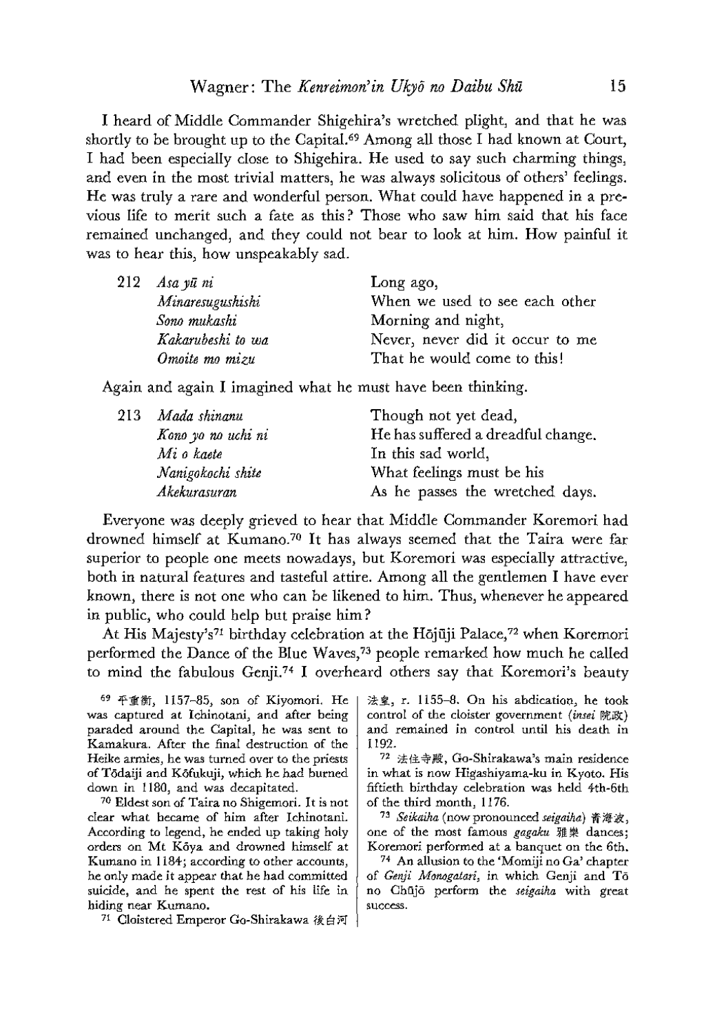I heard of Middle Commander Shigehira's wretched plight, and that he was shortly to be brought up to the Capital.[69] Among all those I had known at Court, I had been especially close to Shigehira. He used to say such charming things, and even in the most trivial matters, he was always solicitous of others' feelings. He was truly a rare and wonderful person. What could have happened in a previous life to merit such a fate as this? Those who saw him said that his face remained unchanged, and they could not bear to look at him. How painful it was to hear this, how unspeakably sad.

| 212 | *Asa yū ni* | Long ago, |
|---|---|---|
| | *Minaresugushishi* | When we used to see each other |
| | *Sono mukashi* | Morning and night, |
| | *Kakarubeshi to wa* | Never, never did it occur to me |
| | *Omoite mo mizu* | That he would come to this! |

Again and again I imagined what he must have been thinking.

| 213 | *Mada shinanu* | Though not yet dead, |
|---|---|---|
| | *Kono yo no uchi ni* | He has suffered a dreadful change. |
| | *Mi o kaete* | In this sad world, |
| | *Nanigokochi shite* | What feelings must be his |
| | *Akekurasuran* | As he passes the wretched days. |

Everyone was deeply grieved to hear that Middle Commander Koremori had drowned himself at Kumano.[70] It has always seemed that the Taira were far superior to people one meets nowadays, but Koremori was especially attractive, both in natural features and tasteful attire. Among all the gentlemen I have ever known, there is not one who can be likened to him. Thus, whenever he appeared in public, who could help but praise him?

At His Majesty's[71] birthday celebration at the Hōjūji Palace,[72] when Koremori performed the Dance of the Blue Waves,[73] people remarked how much he called to mind the fabulous Genji.[74] I overheard others say that Koremori's beauty

---

[69] 平重衡, 1157–85, son of Kiyomori. He was captured at Ichinotani, and after being paraded around the Capital, he was sent to Kamakura. After the final destruction of the Heike armies, he was turned over to the priests of Tōdaiji and Kōfukuji, which he had burned down in 1180, and was decapitated.

[70] Eldest son of Taira no Shigemori. It is not clear what became of him after Ichinotani. According to legend, he ended up taking holy orders on Mt Kōya and drowned himself at Kumano in 1184; according to other accounts, he only made it appear that he had committed suicide, and he spent the rest of his life in hiding near Kumano.

[71] Cloistered Emperor Go-Shirakawa 後白河法皇, r. 1155–8. On his abdication, he took control of the cloister government (*insei* 院政) and remained in control until his death in 1192.

[72] 法住寺殿, Go-Shirakawa's main residence in what is now Higashiyama-ku in Kyoto. His fiftieth birthday celebration was held 4th–6th of the third month, 1176.

[73] *Seikaiha* (now pronounced *seigaiha*) 青海波, one of the most famous *gagaku* 雅楽 dances; Koremori performed at a banquet on the 6th.

[74] An allusion to the 'Momiji no Ga' chapter of *Genji Monogatari*, in which Genji and Tō no Chūjō perform the *seigaiha* with great success.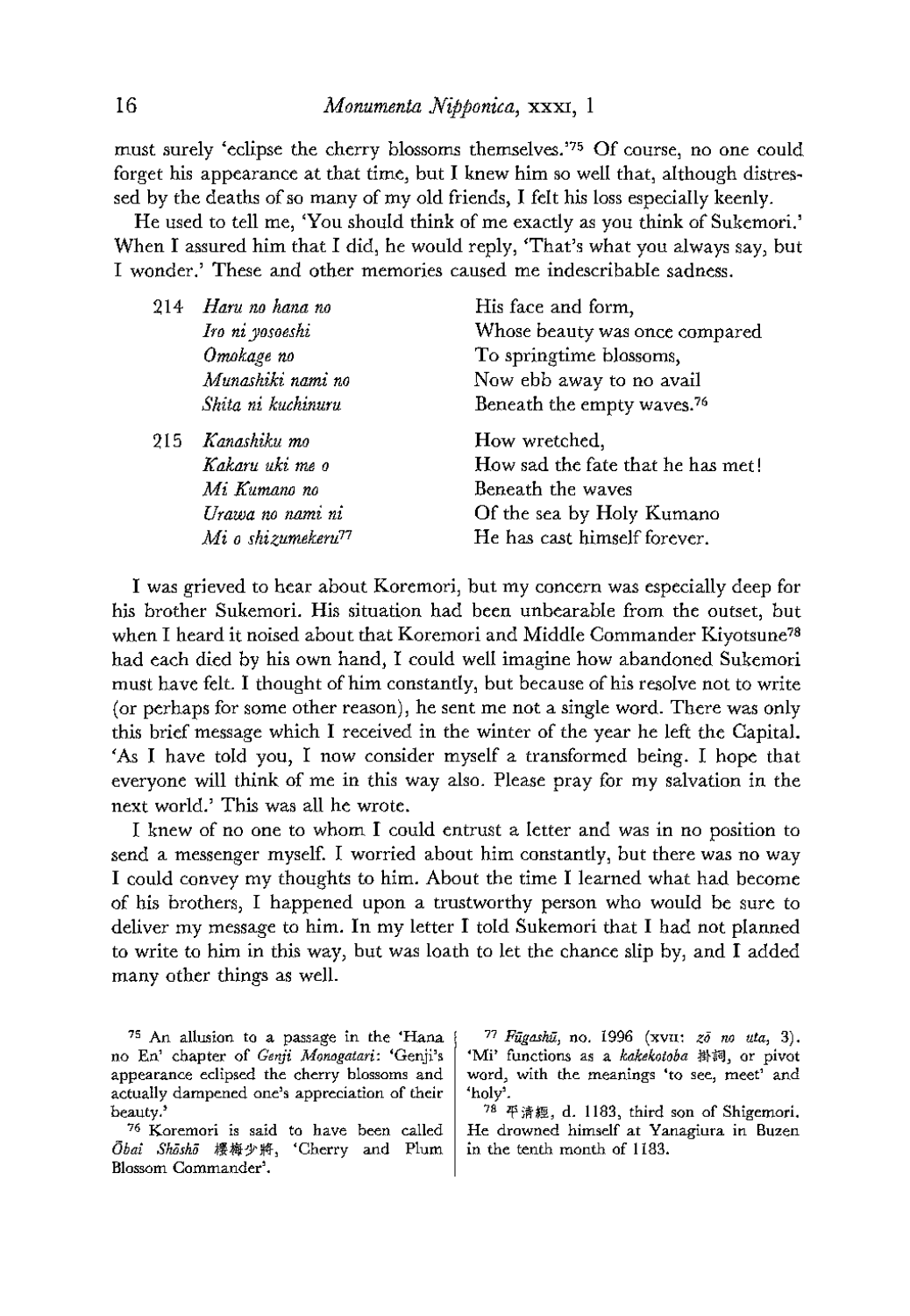must surely 'eclipse the cherry blossoms themselves.'[75] Of course, no one could forget his appearance at that time, but I knew him so well that, although distressed by the deaths of so many of my old friends, I felt his loss especially keenly.

He used to tell me, 'You should think of me exactly as you think of Sukemori.' When I assured him that I did, he would reply, 'That's what you always say, but I wonder.' These and other memories caused me indescribable sadness.

| | | |
|---|---|---|
| 214 | *Haru no hana no* | His face and form, |
| | *Iro ni yosoeshi* | Whose beauty was once compared |
| | *Omokage no* | To springtime blossoms, |
| | *Munashiki nami no* | Now ebb away to no avail |
| | *Shita ni kuchinuru* | Beneath the empty waves.[76] |
| 215 | *Kanashiku mo* | How wretched, |
| | *Kakaru uki me o* | How sad the fate that he has met! |
| | *Mi Kumano no* | Beneath the waves |
| | *Urawa no nami ni* | Of the sea by Holy Kumano |
| | *Mi o shizumekeru*[77] | He has cast himself forever. |

I was grieved to hear about Koremori, but my concern was especially deep for his brother Sukemori. His situation had been unbearable from the outset, but when I heard it noised about that Koremori and Middle Commander Kiyotsune[78] had each died by his own hand, I could well imagine how abandoned Sukemori must have felt. I thought of him constantly, but because of his resolve not to write (or perhaps for some other reason), he sent me not a single word. There was only this brief message which I received in the winter of the year he left the Capital. 'As I have told you, I now consider myself a transformed being. I hope that everyone will think of me in this way also. Please pray for my salvation in the next world.' This was all he wrote.

I knew of no one to whom I could entrust a letter and was in no position to send a messenger myself. I worried about him constantly, but there was no way I could convey my thoughts to him. About the time I learned what had become of his brothers, I happened upon a trustworthy person who would be sure to deliver my message to him. In my letter I told Sukemori that I had not planned to write to him in this way, but was loath to let the chance slip by, and I added many other things as well.

---

[75] An allusion to a passage in the 'Hana no En' chapter of *Genji Monogatari*: 'Genji's appearance eclipsed the cherry blossoms and actually dampened one's appreciation of their beauty.'

[76] Koremori is said to have been called *Ōbai Shōshō* 櫻梅少將, 'Cherry and Plum Blossom Commander'.

[77] *Fūgashū*, no. 1996 (XVII: *zō no uta*, 3). 'Mi' functions as a *kakekotoba* 掛詞, or pivot word, with the meanings 'to see, meet' and 'holy'.

[78] 平清經, d. 1183, third son of Shigemori. He drowned himself at Yanagiura in Buzen in the tenth month of 1183.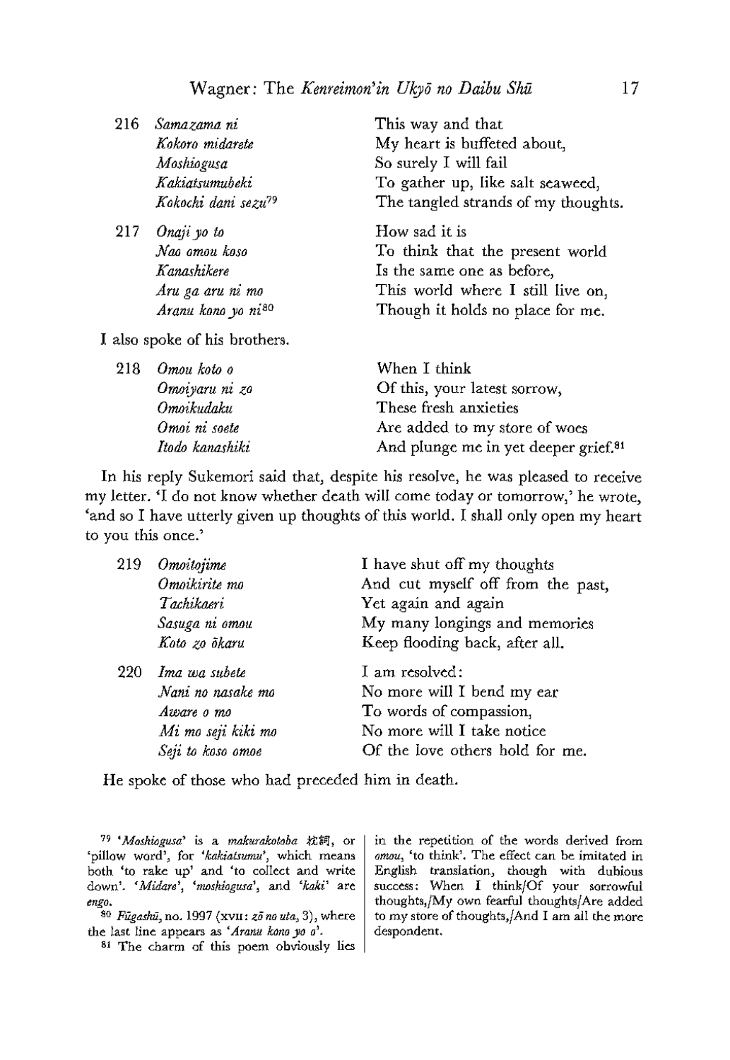| | | |
|---|---|---|
| 216 | *Samazama ni*<br>*Kokoro midarete*<br>*Moshiogusa*<br>*Kakiatsumubeki*<br>*Kokochi dani sezu*[79] | This way and that<br>My heart is buffeted about,<br>So surely I will fail<br>To gather up, like salt seaweed,<br>The tangled strands of my thoughts. |
| 217 | *Onaji yo to*<br>*Nao omou koso*<br>*Kanashikere*<br>*Aru ga aru ni mo*<br>*Aranu kono yo ni*[80] | How sad it is<br>To think that the present world<br>Is the same one as before,<br>This world where I still live on,<br>Though it holds no place for me. |

I also spoke of his brothers.

| | | |
|---|---|---|
| 218 | *Omou koto o*<br>*Omoiyaru ni zo*<br>*Omoikudaku*<br>*Omoi ni soete*<br>*Itodo kanashiki* | When I think<br>Of this, your latest sorrow,<br>These fresh anxieties<br>Are added to my store of woes<br>And plunge me in yet deeper grief.[81] |

In his reply Sukemori said that, despite his resolve, he was pleased to receive my letter. 'I do not know whether death will come today or tomorrow,' he wrote, 'and so I have utterly given up thoughts of this world. I shall only open my heart to you this once.'

| | | |
|---|---|---|
| 219 | *Omoitojime*<br>*Omoikirite mo*<br>*Tachikaeri*<br>*Sasuga ni omou*<br>*Koto zo ōkaru* | I have shut off my thoughts<br>And cut myself off from the past,<br>Yet again and again<br>My many longings and memories<br>Keep flooding back, after all. |
| 220 | *Ima wa subete*<br>*Nani no nasake mo*<br>*Aware o mo*<br>*Mi mo seji kiki mo*<br>*Seji to koso omoe* | I am resolved:<br>No more will I bend my ear<br>To words of compassion,<br>No more will I take notice<br>Of the love others hold for me. |

He spoke of those who had preceded him in death.

---

[79] '*Moshiogusa*' is a *makurakotoba* 枕詞, or 'pillow word', for '*kakiatsumu*', which means both 'to rake up' and 'to collect and write down'. '*Midare*', '*moshiogusa*', and '*kaki*' are *engo*.

[80] *Fūgashū*, no. 1997 (XVII: *zō no uta*, 3), where the last line appears as '*Aranu kono yo o*'.

[81] The charm of this poem obviously lies in the repetition of the words derived from *omou*, 'to think'. The effect can be imitated in English translation, though with dubious success: When I think/Of your sorrowful thoughts,/My own fearful thoughts/Are added to my store of thoughts,/And I am all the more despondent.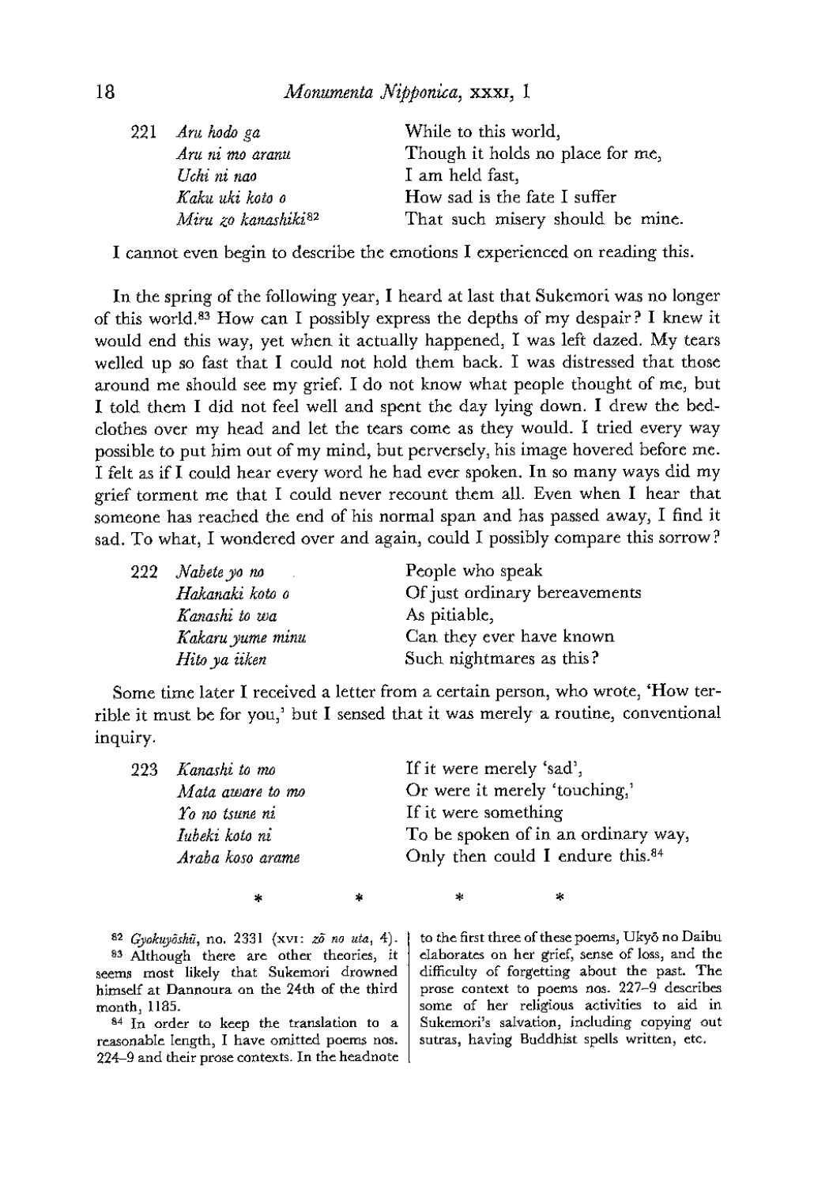| | | |
|---|---|---|
| 221 | *Aru hodo ga* | While to this world, |
| | *Aru ni mo aranu* | Though it holds no place for me, |
| | *Uchi ni nao* | I am held fast, |
| | *Kaku uki koto o* | How sad is the fate I suffer |
| | *Miru zo kanashiki*[82] | That such misery should be mine. |

I cannot even begin to describe the emotions I experienced on reading this.

In the spring of the following year, I heard at last that Sukemori was no longer of this world.[83] How can I possibly express the depths of my despair? I knew it would end this way, yet when it actually happened, I was left dazed. My tears welled up so fast that I could not hold them back. I was distressed that those around me should see my grief. I do not know what people thought of me, but I told them I did not feel well and spent the day lying down. I drew the bedclothes over my head and let the tears come as they would. I tried every way possible to put him out of my mind, but perversely, his image hovered before me. I felt as if I could hear every word he had ever spoken. In so many ways did my grief torment me that I could never recount them all. Even when I hear that someone has reached the end of his normal span and has passed away, I find it sad. To what, I wondered over and again, could I possibly compare this sorrow?

| | | |
|---|---|---|
| 222 | *Nabete yo no* | People who speak |
| | *Hakanaki koto o* | Of just ordinary bereavements |
| | *Kanashi to wa* | As pitiable, |
| | *Kakaru yume minu* | Can they ever have known |
| | *Hito ya iiken* | Such nightmares as this? |

Some time later I received a letter from a certain person, who wrote, 'How terrible it must be for you,' but I sensed that it was merely a routine, conventional inquiry.

| | | |
|---|---|---|
| 223 | *Kanashi to mo* | If it were merely 'sad', |
| | *Mata aware to mo* | Or were it merely 'touching,' |
| | *Yo no tsune ni* | If it were something |
| | *Iubeki koto ni* | To be spoken of in an ordinary way, |
| | *Araba koso arame* | Only then could I endure this.[84] |

\* \* \* \*

[82] *Gyokuyōshū*, no. 2331 (XVI: *zō no uta*, 4).

[83] Although there are other theories, it seems most likely that Sukemori drowned himself at Dannoura on the 24th of the third month, 1185.

[84] In order to keep the translation to a reasonable length, I have omitted poems nos. 224–9 and their prose contexts. In the headnote to the first three of these poems, Ukyō no Daibu elaborates on her grief, sense of loss, and the difficulty of forgetting about the past. The prose context to poems nos. 227–9 describes some of her religious activities to aid in Sukemori's salvation, including copying out sutras, having Buddhist spells written, etc.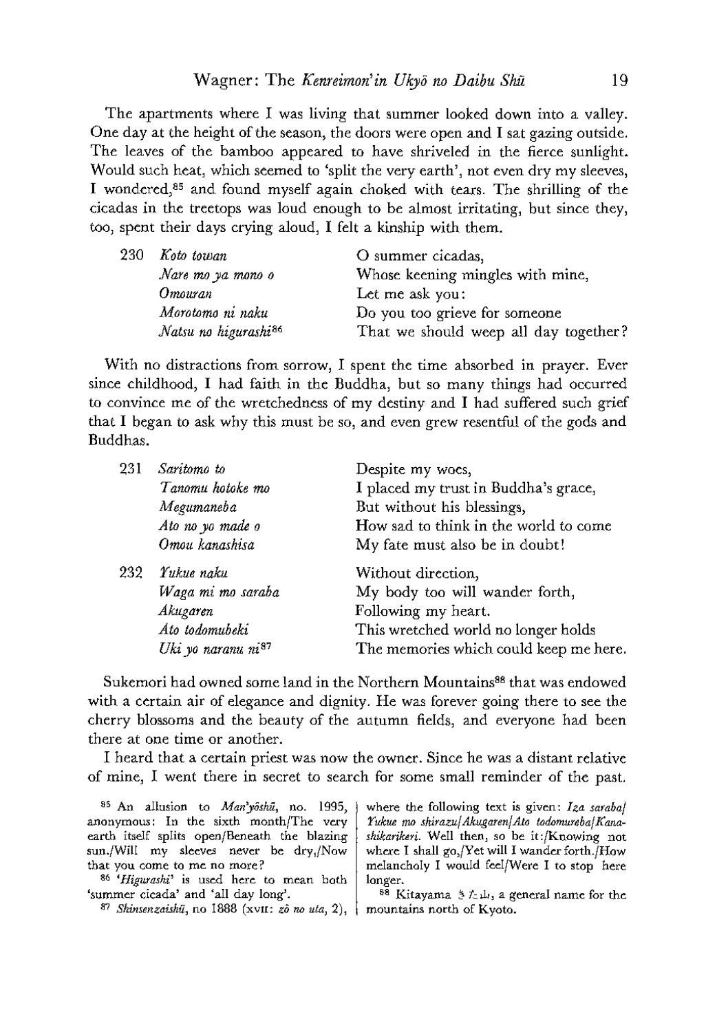The apartments where I was living that summer looked down into a valley. One day at the height of the season, the doors were open and I sat gazing outside. The leaves of the bamboo appeared to have shriveled in the fierce sunlight. Would such heat, which seemed to 'split the very earth', not even dry my sleeves, I wondered,[85] and found myself again choked with tears. The shrilling of the cicadas in the treetops was loud enough to be almost irritating, but since they, too, spent their days crying aloud, I felt a kinship with them.

| | | |
|---|---|---|
| 230 | *Koto towan* | O summer cicadas, |
| | *Nare mo ya mono o* | Whose keening mingles with mine, |
| | *Omouran* | Let me ask you: |
| | *Morotomo ni naku* | Do you too grieve for someone |
| | *Natsu no higurashi*[86] | That we should weep all day together? |

With no distractions from sorrow, I spent the time absorbed in prayer. Ever since childhood, I had faith in the Buddha, but so many things had occurred to convince me of the wretchedness of my destiny and I had suffered such grief that I began to ask why this must be so, and even grew resentful of the gods and Buddhas.

| | | |
|---|---|---|
| 231 | *Saritomo to* | Despite my woes, |
| | *Tanomu hotoke mo* | I placed my trust in Buddha's grace, |
| | *Megumaneba* | But without his blessings, |
| | *Ato no yo made o* | How sad to think in the world to come |
| | *Omou kanashisa* | My fate must also be in doubt! |
| 232 | *Yukue naku* | Without direction, |
| | *Waga mi mo saraba* | My body too will wander forth, |
| | *Akugaren* | Following my heart. |
| | *Ato todomubeki* | This wretched world no longer holds |
| | *Uki yo naranu ni*[87] | The memories which could keep me here. |

Sukemori had owned some land in the Northern Mountains[88] that was endowed with a certain air of elegance and dignity. He was forever going there to see the cherry blossoms and the beauty of the autumn fields, and everyone had been there at one time or another.

I heard that a certain priest was now the owner. Since he was a distant relative of mine, I went there in secret to search for some small reminder of the past.

[85] An allusion to *Man'yōshū*, no. 1995, anonymous: In the sixth month/The very earth itself splits open/Beneath the blazing sun./Will my sleeves never be dry,/Now that you come to me no more?

[86] '*Higurashi*' is used here to mean both 'summer cicada' and 'all day long'.

[87] *Shinsenzaishū*, no 1888 (XVII: *zō no uta*, 2), where the following text is given: *Iza saraba/Yukue mo shirazu/Akugaren/Ato todomureba/Kanashikarikeri*. Well then, so be it:/Knowing not where I shall go,/Yet will I wander forth./How melancholy I would feel/Were I to stop here longer.

[88] Kitayama きた山, a general name for the mountains north of Kyoto.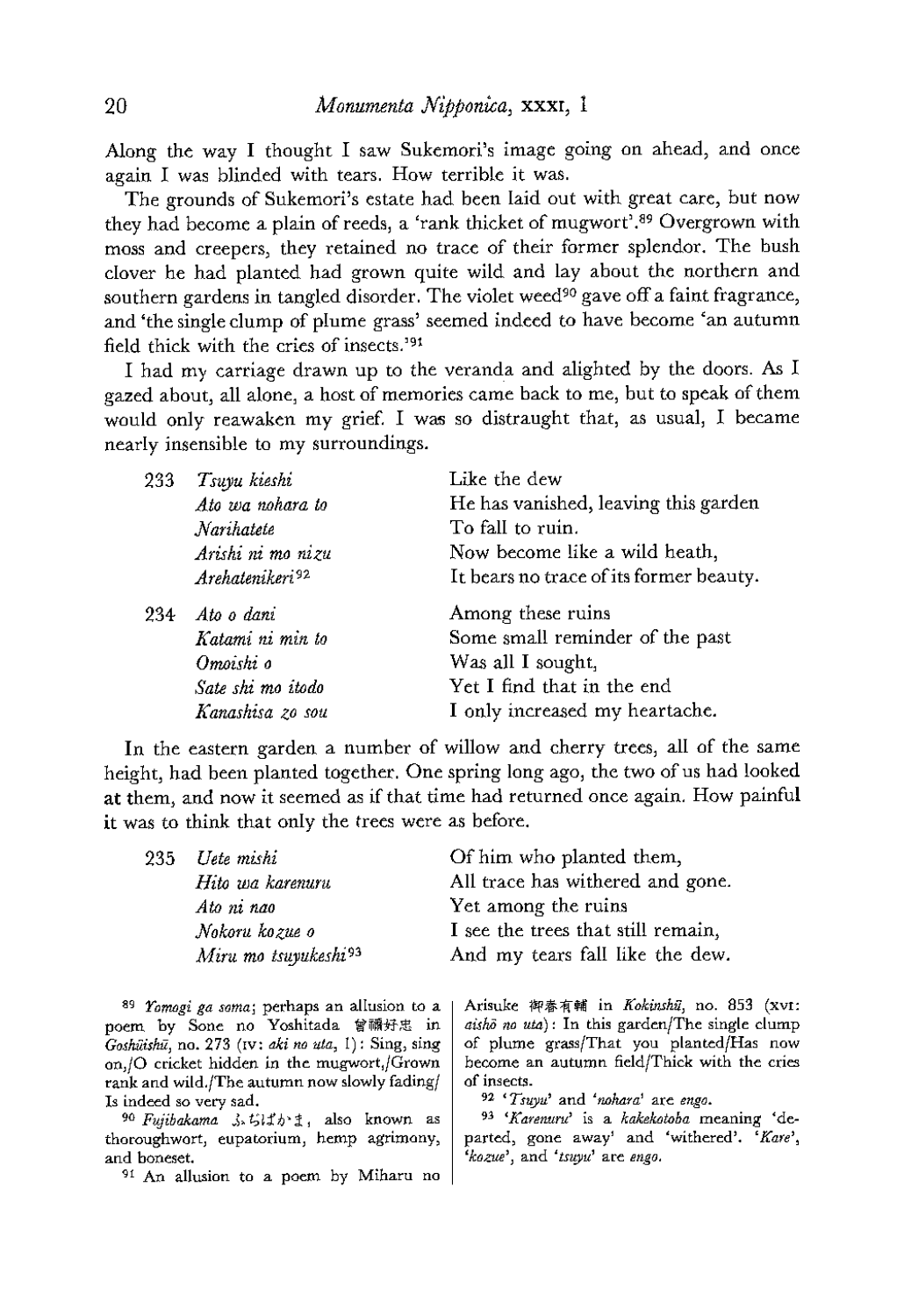Along the way I thought I saw Sukemori's image going on ahead, and once again I was blinded with tears. How terrible it was.

The grounds of Sukemori's estate had been laid out with great care, but now they had become a plain of reeds, a 'rank thicket of mugwort'.[89] Overgrown with moss and creepers, they retained no trace of their former splendor. The bush clover he had planted had grown quite wild and lay about the northern and southern gardens in tangled disorder. The violet weed[90] gave off a faint fragrance, and 'the single clump of plume grass' seemed indeed to have become 'an autumn field thick with the cries of insects.'[91]

I had my carriage drawn up to the veranda and alighted by the doors. As I gazed about, all alone, a host of memories came back to me, but to speak of them would only reawaken my grief. I was so distraught that, as usual, I became nearly insensible to my surroundings.

| | | |
|---|---|---|
| 233 | *Tsuyu kieshi* | Like the dew |
| | *Ato wa nohara to* | He has vanished, leaving this garden |
| | *Narihatete* | To fall to ruin. |
| | *Arishi ni mo nizu* | Now become like a wild heath, |
| | *Arehatenikeri*[92] | It bears no trace of its former beauty. |
| 234 | *Ato o dani* | Among these ruins |
| | *Katami ni min to* | Some small reminder of the past |
| | *Omoishi o* | Was all I sought, |
| | *Sate shi mo itodo* | Yet I find that in the end |
| | *Kanashisa zo sou* | I only increased my heartache. |

In the eastern garden a number of willow and cherry trees, all of the same height, had been planted together. One spring long ago, the two of us had looked at them, and now it seemed as if that time had returned once again. How painful it was to think that only the trees were as before.

| | | |
|---|---|---|
| 235 | *Uete mishi* | Of him who planted them, |
| | *Hito wa karenuru* | All trace has withered and gone. |
| | *Ato ni nao* | Yet among the ruins |
| | *Nokoru kozue o* | I see the trees that still remain, |
| | *Miru mo tsuyukeshi*[93] | And my tears fall like the dew. |

[89] *Yomogi ga soma*; perhaps an allusion to a poem by Sone no Yoshitada 曾禰好忠 in *Goshūishū*, no. 273 (IV: *aki no uta*, I): Sing, sing on,/O cricket hidden in the mugwort,/Grown rank and wild./The autumn now slowly fading/Is indeed so very sad.

[90] *Fujibakama* ふぢばかま, also known as thoroughwort, eupatorium, hemp agrimony, and boneset.

[91] An allusion to a poem by Miharu no Arisuke 御春有輔 in *Kokinshū*, no. 853 (XVI: *aishō no uta*): In this garden/The single clump of plume grass/That you planted/Has now become an autumn field/Thick with the cries of insects.

[92] '*Tsuyu*' and '*nohara*' are *engo*.

[93] '*Karenuru*' is a *kakekotoba* meaning 'departed, gone away' and 'withered'. '*Kare*', '*kozue*', and '*tsuyu*' are *engo*.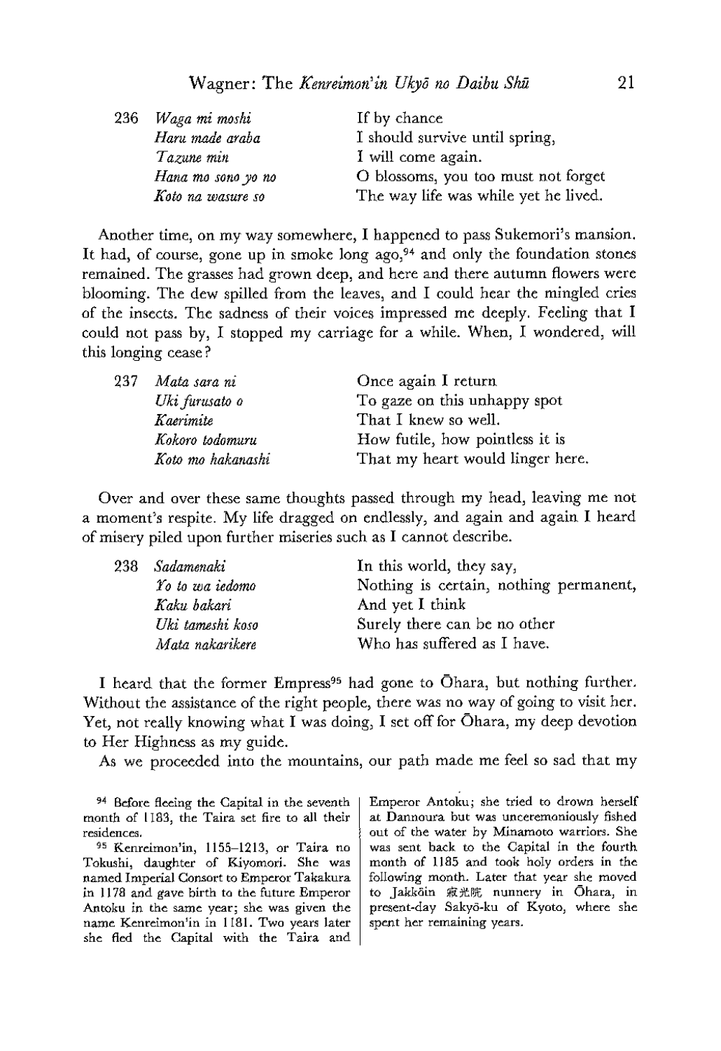| | | |
|---|---|---|
| 236 | *Waga mi moshi* | If by chance |
| | *Haru made araba* | I should survive until spring, |
| | *Tazune min* | I will come again. |
| | *Hana mo sono yo no* | O blossoms, you too must not forget |
| | *Koto na wasure so* | The way life was while yet he lived. |

Another time, on my way somewhere, I happened to pass Sukemori's mansion. It had, of course, gone up in smoke long ago,[94] and only the foundation stones remained. The grasses had grown deep, and here and there autumn flowers were blooming. The dew spilled from the leaves, and I could hear the mingled cries of the insects. The sadness of their voices impressed me deeply. Feeling that I could not pass by, I stopped my carriage for a while. When, I wondered, will this longing cease?

| | | |
|---|---|---|
| 237 | *Mata sara ni* | Once again I return |
| | *Uki furusato o* | To gaze on this unhappy spot |
| | *Kaerimite* | That I knew so well. |
| | *Kokoro todomuru* | How futile, how pointless it is |
| | *Koto mo hakanashi* | That my heart would linger here. |

Over and over these same thoughts passed through my head, leaving me not a moment's respite. My life dragged on endlessly, and again and again I heard of misery piled upon further miseries such as I cannot describe.

| | | |
|---|---|---|
| 238 | *Sadamenaki* | In this world, they say, |
| | *Yo to wa iedomo* | Nothing is certain, nothing permanent, |
| | *Kaku bakari* | And yet I think |
| | *Uki tameshi koso* | Surely there can be no other |
| | *Mata nakarikere* | Who has suffered as I have. |

I heard that the former Empress[95] had gone to Ōhara, but nothing further. Without the assistance of the right people, there was no way of going to visit her. Yet, not really knowing what I was doing, I set off for Ōhara, my deep devotion to Her Highness as my guide.

As we proceeded into the mountains, our path made me feel so sad that my

[94] Before fleeing the Capital in the seventh month of 1183, the Taira set fire to all their residences.

[95] Kenreimon'in, 1155–1213, or Taira no Tokushi, daughter of Kiyomori. She was named Imperial Consort to Emperor Takakura in 1178 and gave birth to the future Emperor Antoku in the same year; she was given the name Kenreimon'in in 1181. Two years later she fled the Capital with the Taira and Emperor Antoku; she tried to drown herself at Dannoura but was unceremoniously fished out of the water by Minamoto warriors. She was sent back to the Capital in the fourth month of 1185 and took holy orders in the following month. Later that year she moved to Jakkōin 寂光院 nunnery in Ōhara, in present-day Sakyō-ku of Kyoto, where she spent her remaining years.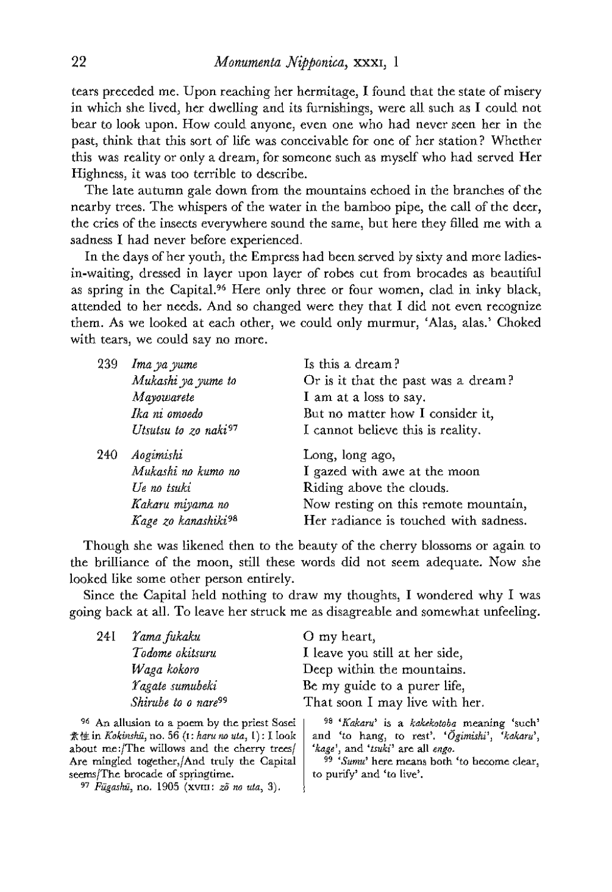tears preceded me. Upon reaching her hermitage, I found that the state of misery in which she lived, her dwelling and its furnishings, were all such as I could not bear to look upon. How could anyone, even one who had never seen her in the past, think that this sort of life was conceivable for one of her station? Whether this was reality or only a dream, for someone such as myself who had served Her Highness, it was too terrible to describe.

The late autumn gale down from the mountains echoed in the branches of the nearby trees. The whispers of the water in the bamboo pipe, the call of the deer, the cries of the insects everywhere sound the same, but here they filled me with a sadness I had never before experienced.

In the days of her youth, the Empress had been served by sixty and more ladies-in-waiting, dressed in layer upon layer of robes cut from brocades as beautiful as spring in the Capital.[96] Here only three or four women, clad in inky black, attended to her needs. And so changed were they that I did not even recognize them. As we looked at each other, we could only murmur, 'Alas, alas.' Choked with tears, we could say no more.

| | | |
|---|---|---|
| 239 | *Ima ya yume* | Is this a dream? |
| | *Mukashi ya yume to* | Or is it that the past was a dream? |
| | *Mayowarete* | I am at a loss to say. |
| | *Ika ni omoedo* | But no matter how I consider it, |
| | *Utsutsu to zo naki*[97] | I cannot believe this is reality. |
| 240 | *Aogimishi* | Long, long ago, |
| | *Mukashi no kumo no* | I gazed with awe at the moon |
| | *Ue no tsuki* | Riding above the clouds. |
| | *Kakaru miyama no* | Now resting on this remote mountain, |
| | *Kage zo kanashiki*[98] | Her radiance is touched with sadness. |

Though she was likened then to the beauty of the cherry blossoms or again to the brilliance of the moon, still these words did not seem adequate. Now she looked like some other person entirely.

Since the Capital held nothing to draw my thoughts, I wondered why I was going back at all. To leave her struck me as disagreeable and somewhat unfeeling.

| | | |
|---|---|---|
| 241 | *Yama fukaku* | O my heart, |
| | *Todome okitsuru* | I leave you still at her side, |
| | *Waga kokoro* | Deep within the mountains. |
| | *Yagate sumubeki* | Be my guide to a purer life, |
| | *Shirube to o nare*[99] | That soon I may live with her. |

[96] An allusion to a poem by the priest Sosei 素性 in *Kokinshū*, no. 56 (I: *haru no uta*, I): I look about me:/The willows and the cherry trees/ Are mingled together,/And truly the Capital seems/The brocade of springtime.

[97] *Fūgashū*, no. 1905 (XVIII: *zō no uta*, 3).

[98] '*Kakaru*' is a *kakekotoba* meaning 'such' and 'to hang, to rest'. '*Ōgimishi*', '*kakaru*', '*kage*', and '*tsuki*' are all *engo*.

[99] '*Sumu*' here means both 'to become clear, to purify' and 'to live'.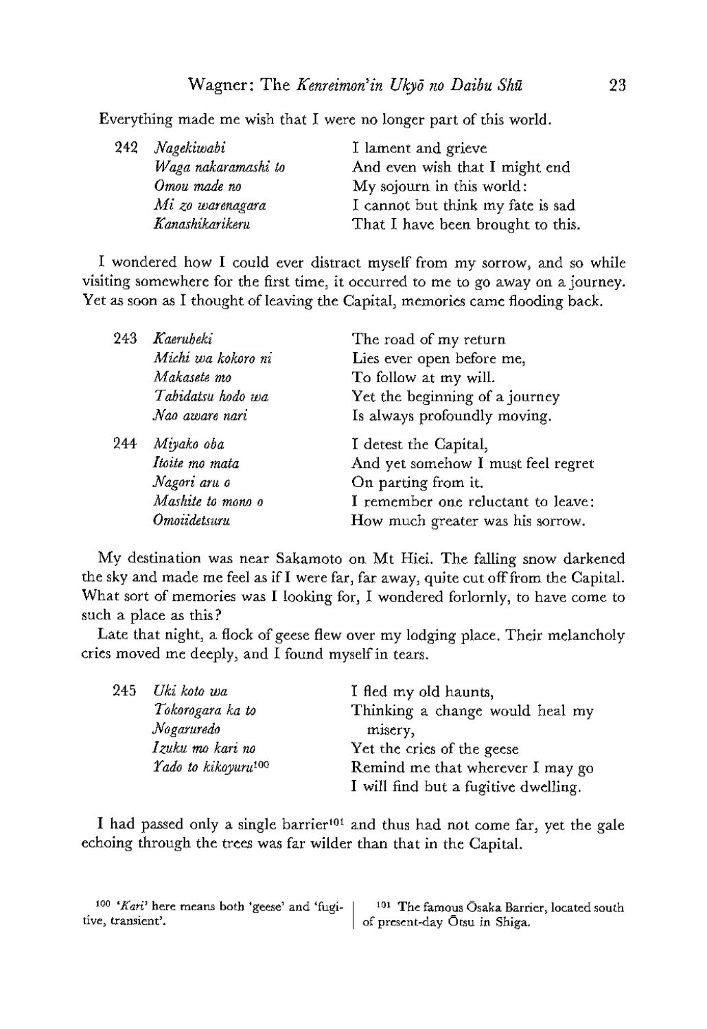Everything made me wish that I were no longer part of this world.

| | | |
|---|---|---|
| 242 | *Nagekiwabi* | I lament and grieve |
| | *Waga nakaramashi to* | And even wish that I might end |
| | *Omou made no* | My sojourn in this world: |
| | *Mi zo warenagara* | I cannot but think my fate is sad |
| | *Kanashikarikeru* | That I have been brought to this. |

I wondered how I could ever distract myself from my sorrow, and so while visiting somewhere for the first time, it occurred to me to go away on a journey. Yet as soon as I thought of leaving the Capital, memories came flooding back.

| | | |
|---|---|---|
| 243 | *Kaerubeki* | The road of my return |
| | *Michi wa kokoro ni* | Lies ever open before me, |
| | *Makasete mo* | To follow at my will. |
| | *Tabidatsu hodo wa* | Yet the beginning of a journey |
| | *Nao aware nari* | Is always profoundly moving. |
| 244 | *Miyako oba* | I detest the Capital, |
| | *Itoite mo mata* | And yet somehow I must feel regret |
| | *Nagori aru o* | On parting from it. |
| | *Mashite to mono o* | I remember one reluctant to leave: |
| | *Omoiidetsuru* | How much greater was his sorrow. |

My destination was near Sakamoto on Mt Hiei. The falling snow darkened the sky and made me feel as if I were far, far away, quite cut off from the Capital. What sort of memories was I looking for, I wondered forlornly, to have come to such a place as this?

Late that night, a flock of geese flew over my lodging place. Their melancholy cries moved me deeply, and I found myself in tears.

| | | |
|---|---|---|
| 245 | *Uki koto wa* | I fled my old haunts, |
| | *Tokorogara ka to* | Thinking a change would heal my misery, |
| | *Nogaruredo* | Yet the cries of the geese |
| | *Izuku mo kari no* | Remind me that wherever I may go |
| | *Yado to kikoyuru*[100] | I will find but a fugitive dwelling. |

I had passed only a single barrier[101] and thus had not come far, yet the gale echoing through the trees was far wilder than that in the Capital.

[100] '*Kari*' here means both 'geese' and 'fugitive, transient'.

[101] The famous Ōsaka Barrier, located south of present-day Ōtsu in Shiga.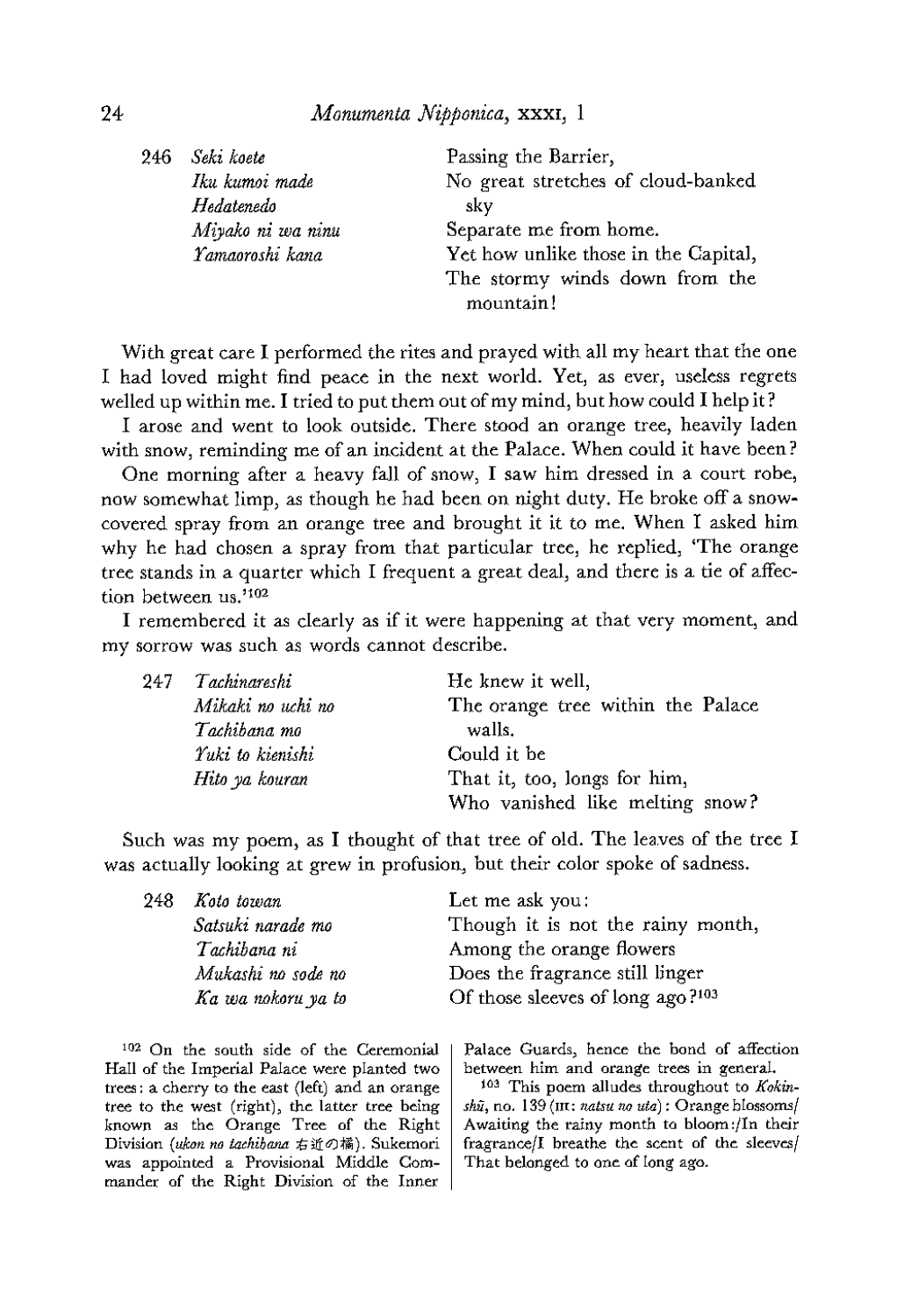246 *Seki koete*
*Iku kumoi made*
*Hedatenedo*
*Miyako ni wa ninu*
*Yamaoroshi kana*

Passing the Barrier,
No great stretches of cloud-banked sky
Separate me from home.
Yet how unlike those in the Capital,
The stormy winds down from the mountain!

With great care I performed the rites and prayed with all my heart that the one I had loved might find peace in the next world. Yet, as ever, useless regrets welled up within me. I tried to put them out of my mind, but how could I help it?

I arose and went to look outside. There stood an orange tree, heavily laden with snow, reminding me of an incident at the Palace. When could it have been?

One morning after a heavy fall of snow, I saw him dressed in a court robe, now somewhat limp, as though he had been on night duty. He broke off a snow-covered spray from an orange tree and brought it it to me. When I asked him why he had chosen a spray from that particular tree, he replied, 'The orange tree stands in a quarter which I frequent a great deal, and there is a tie of affection between us.'[102]

I remembered it as clearly as if it were happening at that very moment, and my sorrow was such as words cannot describe.

247 *Tachinareshi*
*Mikaki no uchi no*
*Tachibana mo*
*Yuki to kienishi*
*Hito ya kouran*

He knew it well,
The orange tree within the Palace walls.
Could it be
That it, too, longs for him,
Who vanished like melting snow?

Such was my poem, as I thought of that tree of old. The leaves of the tree I was actually looking at grew in profusion, but their color spoke of sadness.

248 *Koto towan*
*Satsuki narade mo*
*Tachibana ni*
*Mukashi no sode no*
*Ka wa nokoru ya to*

Let me ask you:
Though it is not the rainy month,
Among the orange flowers
Does the fragrance still linger
Of those sleeves of long ago?[103]

[102] On the south side of the Ceremonial Hall of the Imperial Palace were planted two trees: a cherry to the east (left) and an orange tree to the west (right), the latter tree being known as the Orange Tree of the Right Division (*ukon no tachibana* 右近の橘). Sukemori was appointed a Provisional Middle Commander of the Right Division of the Inner Palace Guards, hence the bond of affection between him and orange trees in general.

[103] This poem alludes throughout to *Kokinshū*, no. 139 (III: *natsu no uta*): Orange blossoms/ Awaiting the rainy month to bloom:/In their fragrance/I breathe the scent of the sleeves/ That belonged to one of long ago.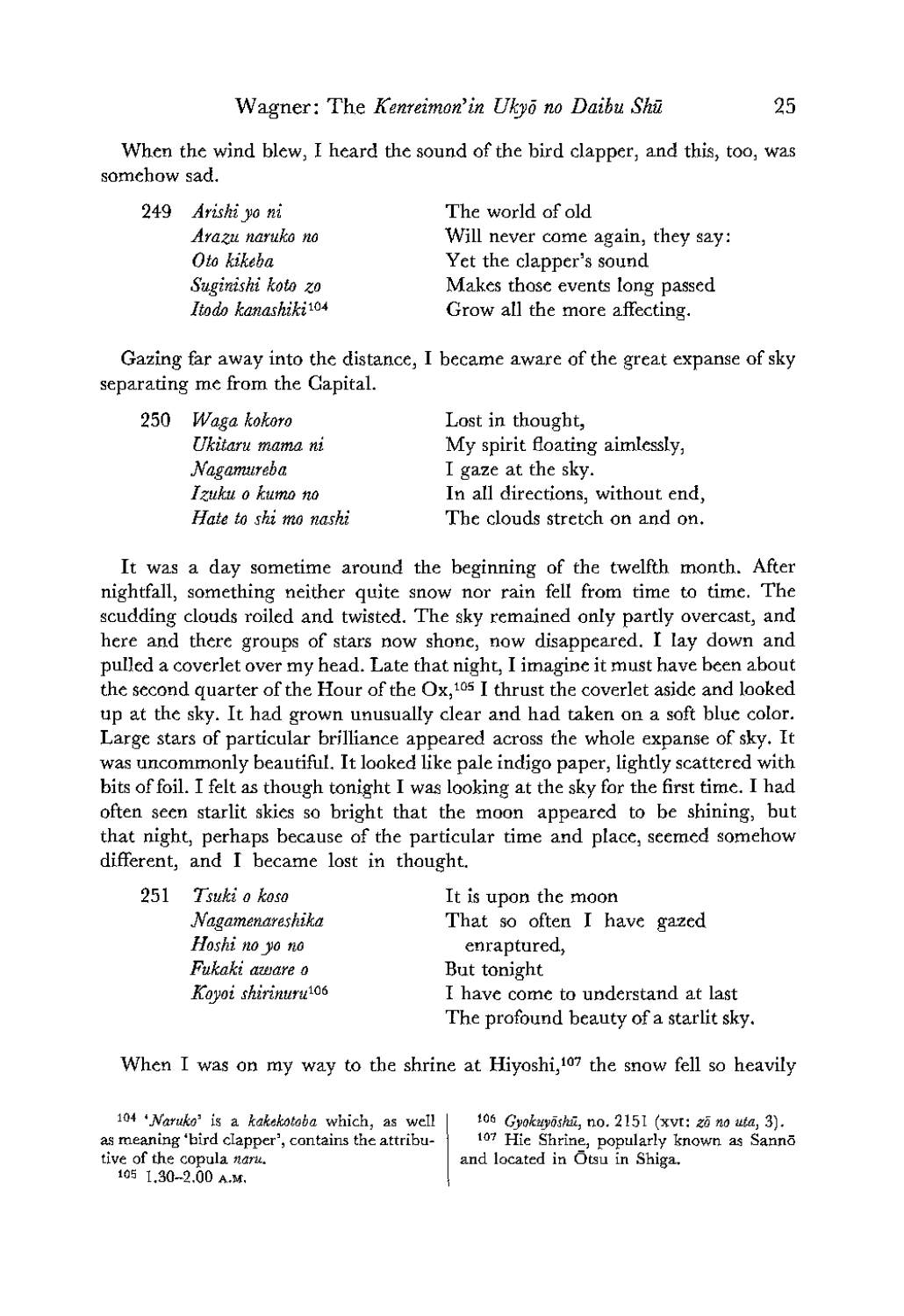When the wind blew, I heard the sound of the bird clapper, and this, too, was somehow sad.

| | | |
|---|---|---|
| 249 | *Arishi yo ni* | The world of old |
| | *Arazu naruko no* | Will never come again, they say: |
| | *Oto kikeba* | Yet the clapper's sound |
| | *Suginishi koto zo* | Makes those events long passed |
| | *Itodo kanashiki*[104] | Grow all the more affecting. |

Gazing far away into the distance, I became aware of the great expanse of sky separating me from the Capital.

| | | |
|---|---|---|
| 250 | *Waga kokoro* | Lost in thought, |
| | *Ukitaru mama ni* | My spirit floating aimlessly, |
| | *Nagamureba* | I gaze at the sky. |
| | *Izuku o kumo no* | In all directions, without end, |
| | *Hate to shi mo nashi* | The clouds stretch on and on. |

It was a day sometime around the beginning of the twelfth month. After nightfall, something neither quite snow nor rain fell from time to time. The scudding clouds roiled and twisted. The sky remained only partly overcast, and here and there groups of stars now shone, now disappeared. I lay down and pulled a coverlet over my head. Late that night, I imagine it must have been about the second quarter of the Hour of the Ox,[105] I thrust the coverlet aside and looked up at the sky. It had grown unusually clear and had taken on a soft blue color. Large stars of particular brilliance appeared across the whole expanse of sky. It was uncommonly beautiful. It looked like pale indigo paper, lightly scattered with bits of foil. I felt as though tonight I was looking at the sky for the first time. I had often seen starlit skies so bright that the moon appeared to be shining, but that night, perhaps because of the particular time and place, seemed somehow different, and I became lost in thought.

| | | |
|---|---|---|
| 251 | *Tsuki o koso* | It is upon the moon |
| | *Nagamenareshika* | That so often I have gazed enraptured, |
| | *Hoshi no yo no* | But tonight |
| | *Fukaki aware o* | I have come to understand at last |
| | *Koyoi shirinuru*[106] | The profound beauty of a starlit sky. |

When I was on my way to the shrine at Hiyoshi,[107] the snow fell so heavily

[104] '*Naruko*' is a *kakekotoba* which, as well as meaning 'bird clapper', contains the attributive of the copula *naru*.

[105] 1.30–2.00 A.M.

[106] *Gyokuyōshū*, no. 2151 (XVI: *zō no uta*, 3).

[107] Hie Shrine, popularly known as Sannō and located in Ōtsu in Shiga.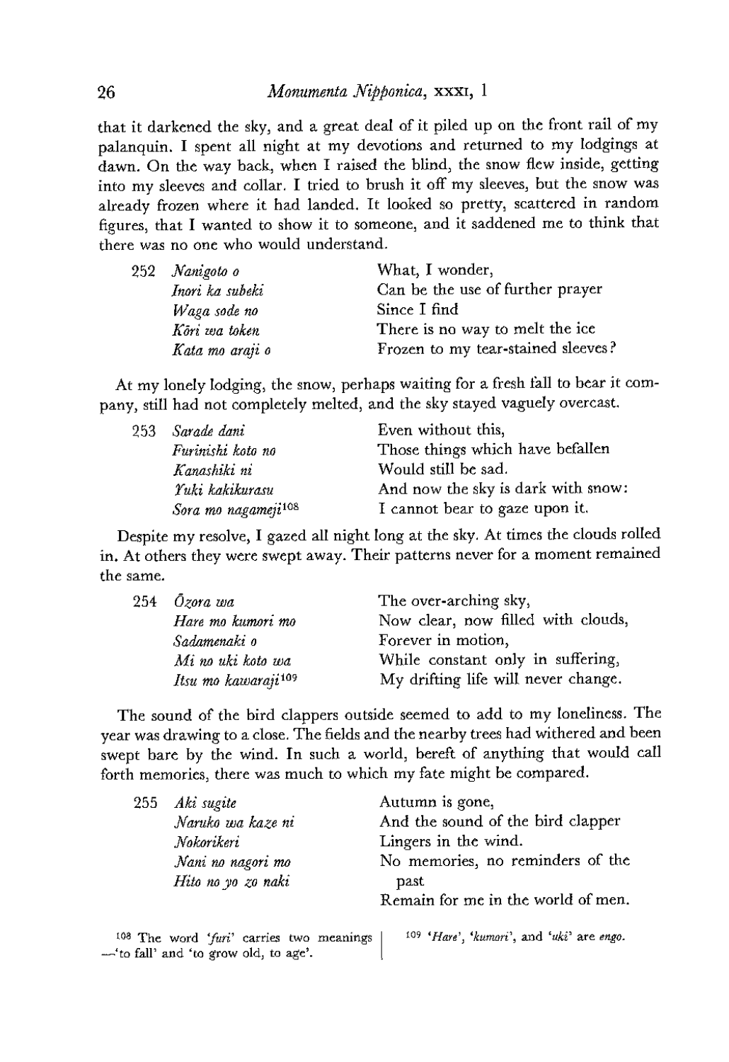that it darkened the sky, and a great deal of it piled up on the front rail of my palanquin. I spent all night at my devotions and returned to my lodgings at dawn. On the way back, when I raised the blind, the snow flew inside, getting into my sleeves and collar. I tried to brush it off my sleeves, but the snow was already frozen where it had landed. It looked so pretty, scattered in random figures, that I wanted to show it to someone, and it saddened me to think that there was no one who would understand.

| | | |
|---|---|---|
| 252 | *Nanigoto o* | What, I wonder, |
| | *Inori ka subeki* | Can be the use of further prayer |
| | *Waga sode no* | Since I find |
| | *Kōri wa token* | There is no way to melt the ice |
| | *Kata mo araji o* | Frozen to my tear-stained sleeves? |

At my lonely lodging, the snow, perhaps waiting for a fresh fall to bear it company, still had not completely melted, and the sky stayed vaguely overcast.

| | | |
|---|---|---|
| 253 | *Sarade dani* | Even without this, |
| | *Furinishi koto no* | Those things which have befallen |
| | *Kanashiki ni* | Would still be sad. |
| | *Yuki kakikurasu* | And now the sky is dark with snow: |
| | *Sora mo nagameji*[108] | I cannot bear to gaze upon it. |

Despite my resolve, I gazed all night long at the sky. At times the clouds rolled in. At others they were swept away. Their patterns never for a moment remained the same.

| | | |
|---|---|---|
| 254 | *Ōzora wa* | The over-arching sky, |
| | *Hare mo kumori mo* | Now clear, now filled with clouds, |
| | *Sadamenaki o* | Forever in motion, |
| | *Mi no uki koto wa* | While constant only in suffering, |
| | *Itsu mo kawaraji*[109] | My drifting life will never change. |

The sound of the bird clappers outside seemed to add to my loneliness. The year was drawing to a close. The fields and the nearby trees had withered and been swept bare by the wind. In such a world, bereft of anything that would call forth memories, there was much to which my fate might be compared.

| | | |
|---|---|---|
| 255 | *Aki sugite* | Autumn is gone, |
| | *Naruko wa kaze ni* | And the sound of the bird clapper |
| | *Nokorikeri* | Lingers in the wind. |
| | *Nani no nagori mo* | No memories, no reminders of the past |
| | *Hito no yo zo naki* | Remain for me in the world of men. |

[108] The word '*furi*' carries two meanings—'to fall' and 'to grow old, to age'.

[109] '*Hare*', '*kumori*', and '*uki*' are *engo*.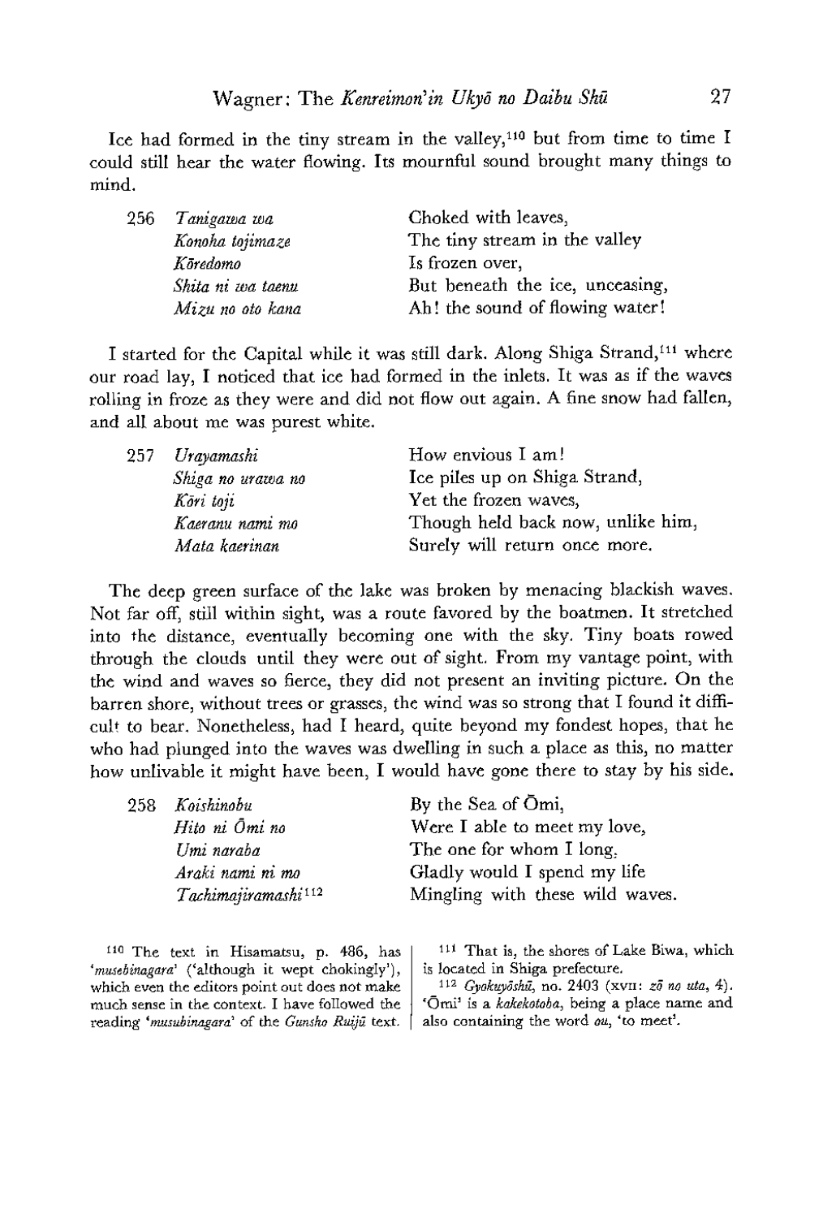Ice had formed in the tiny stream in the valley,[110] but from time to time I could still hear the water flowing. Its mournful sound brought many things to mind.

| | | |
|---|---|---|
| 256 | *Tanigawa wa* | Choked with leaves, |
| | *Konoha tojimaze* | The tiny stream in the valley |
| | *Kōredomo* | Is frozen over, |
| | *Shita ni wa taenu* | But beneath the ice, unceasing, |
| | *Mizu no oto kana* | Ah! the sound of flowing water! |

I started for the Capital while it was still dark. Along Shiga Strand,[111] where our road lay, I noticed that ice had formed in the inlets. It was as if the waves rolling in froze as they were and did not flow out again. A fine snow had fallen, and all about me was purest white.

| | | |
|---|---|---|
| 257 | *Urayamashi* | How envious I am! |
| | *Shiga no urawa no* | Ice piles up on Shiga Strand, |
| | *Kōri toji* | Yet the frozen waves, |
| | *Kaeranu nami mo* | Though held back now, unlike him, |
| | *Mata kaerinan* | Surely will return once more. |

The deep green surface of the lake was broken by menacing blackish waves. Not far off, still within sight, was a route favored by the boatmen. It stretched into the distance, eventually becoming one with the sky. Tiny boats rowed through the clouds until they were out of sight. From my vantage point, with the wind and waves so fierce, they did not present an inviting picture. On the barren shore, without trees or grasses, the wind was so strong that I found it difficult to bear. Nonetheless, had I heard, quite beyond my fondest hopes, that he who had plunged into the waves was dwelling in such a place as this, no matter how unlivable it might have been, I would have gone there to stay by his side.

| | | |
|---|---|---|
| 258 | *Koishinobu* | By the Sea of Ōmi, |
| | *Hito ni Ōmi no* | Were I able to meet my love, |
| | *Umi naraba* | The one for whom I long, |
| | *Araki nami ni mo* | Gladly would I spend my life |
| | *Tachimajiramashi*[112] | Mingling with these wild waves. |

[110] The text in Hisamatsu, p. 486, has '*musebinagara*' ('although it wept chokingly'), which even the editors point out does not make much sense in the context. I have followed the reading '*musubinagara*' of the *Gunsho Ruijū* text.

[111] That is, the shores of Lake Biwa, which is located in Shiga prefecture.

[112] *Gyokuyōshū*, no. 2403 (XVII: *zō no uta*, 4). 'Ōmi' is a *kakekotoba*, being a place name and also containing the word *ou*, 'to meet'.